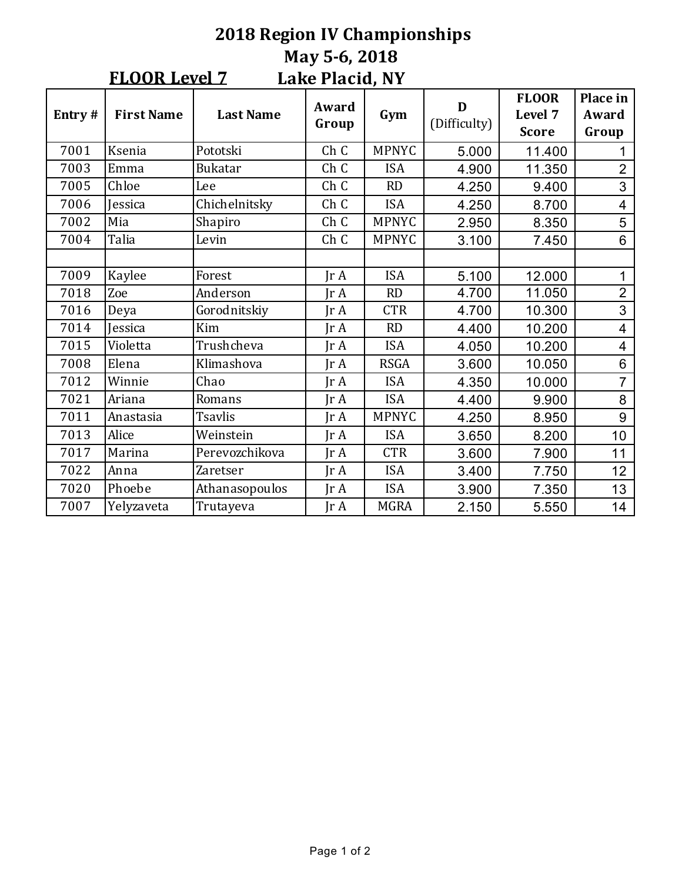# 2018 Region IV Championships

## May 5-6, 2018

**FLOOR Level 7** Lake Placid, NY

| Entry # | First Name | Last Name | Award Group | Gym | D (Difficulty) | FLOOR Level 7 Score | Place in Award Group |
|---|---|---|---|---|---|---|---|
| 7001 | Ksenia | Pototski | Ch C | MPNYC | 5.000 | 11.400 | 1 |
| 7003 | Emma | Bukatar | Ch C | ISA | 4.900 | 11.350 | 2 |
| 7005 | Chloe | Lee | Ch C | RD | 4.250 | 9.400 | 3 |
| 7006 | Jessica | Chichelnitsky | Ch C | ISA | 4.250 | 8.700 | 4 |
| 7002 | Mia | Shapiro | Ch C | MPNYC | 2.950 | 8.350 | 5 |
| 7004 | Talia | Levin | Ch C | MPNYC | 3.100 | 7.450 | 6 |
| | | | | | | | |
| 7009 | Kaylee | Forest | Jr A | ISA | 5.100 | 12.000 | 1 |
| 7018 | Zoe | Anderson | Jr A | RD | 4.700 | 11.050 | 2 |
| 7016 | Deya | Gorodnitskiy | Jr A | CTR | 4.700 | 10.300 | 3 |
| 7014 | Jessica | Kim | Jr A | RD | 4.400 | 10.200 | 4 |
| 7015 | Violetta | Trushcheva | Jr A | ISA | 4.050 | 10.200 | 4 |
| 7008 | Elena | Klimashova | Jr A | RSGA | 3.600 | 10.050 | 6 |
| 7012 | Winnie | Chao | Jr A | ISA | 4.350 | 10.000 | 7 |
| 7021 | Ariana | Romans | Jr A | ISA | 4.400 | 9.900 | 8 |
| 7011 | Anastasia | Tsavlis | Jr A | MPNYC | 4.250 | 8.950 | 9 |
| 7013 | Alice | Weinstein | Jr A | ISA | 3.650 | 8.200 | 10 |
| 7017 | Marina | Perevozchikova | Jr A | CTR | 3.600 | 7.900 | 11 |
| 7022 | Anna | Zaretser | Jr A | ISA | 3.400 | 7.750 | 12 |
| 7020 | Phoebe | Athanasopoulos | Jr A | ISA | 3.900 | 7.350 | 13 |
| 7007 | Yelyzaveta | Trutayeva | Jr A | MGRA | 2.150 | 5.550 | 14 |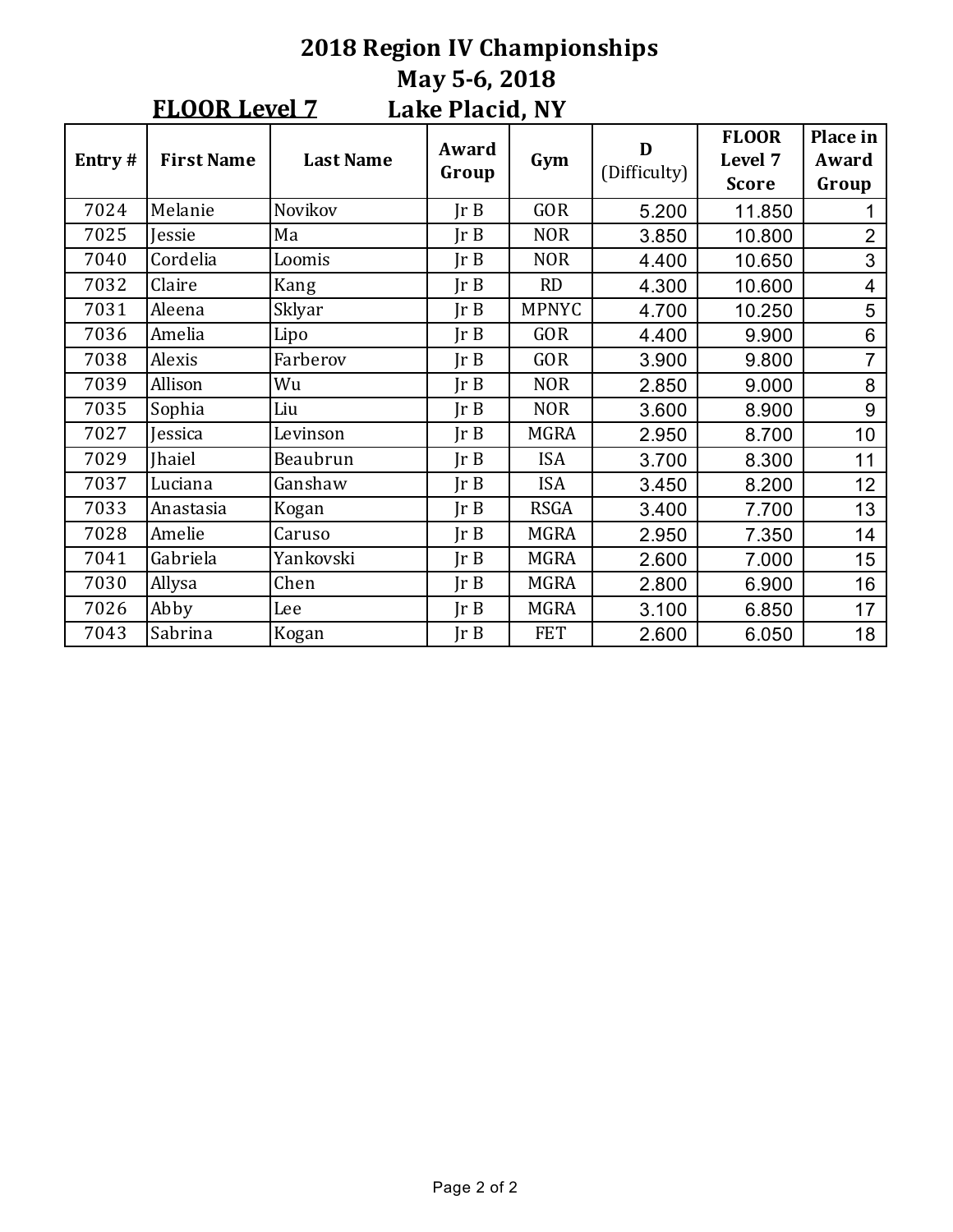# 2018 Region IV Championships

## May 5-6, 2018

**FLOOR Level 7** Lake Placid, NY

| Entry # | First Name | Last Name | Award Group | Gym | D (Difficulty) | FLOOR Level 7 Score | Place in Award Group |
|---|---|---|---|---|---|---|---|
| 7024 | Melanie | Novikov | Jr B | GOR | 5.200 | 11.850 | 1 |
| 7025 | Jessie | Ma | Jr B | NOR | 3.850 | 10.800 | 2 |
| 7040 | Cordelia | Loomis | Jr B | NOR | 4.400 | 10.650 | 3 |
| 7032 | Claire | Kang | Jr B | RD | 4.300 | 10.600 | 4 |
| 7031 | Aleena | Sklyar | Jr B | MPNYC | 4.700 | 10.250 | 5 |
| 7036 | Amelia | Lipo | Jr B | GOR | 4.400 | 9.900 | 6 |
| 7038 | Alexis | Farberov | Jr B | GOR | 3.900 | 9.800 | 7 |
| 7039 | Allison | Wu | Jr B | NOR | 2.850 | 9.000 | 8 |
| 7035 | Sophia | Liu | Jr B | NOR | 3.600 | 8.900 | 9 |
| 7027 | Jessica | Levinson | Jr B | MGRA | 2.950 | 8.700 | 10 |
| 7029 | Jhaiel | Beaubrun | Jr B | ISA | 3.700 | 8.300 | 11 |
| 7037 | Luciana | Ganshaw | Jr B | ISA | 3.450 | 8.200 | 12 |
| 7033 | Anastasia | Kogan | Jr B | RSGA | 3.400 | 7.700 | 13 |
| 7028 | Amelie | Caruso | Jr B | MGRA | 2.950 | 7.350 | 14 |
| 7041 | Gabriela | Yankovski | Jr B | MGRA | 2.600 | 7.000 | 15 |
| 7030 | Allysa | Chen | Jr B | MGRA | 2.800 | 6.900 | 16 |
| 7026 | Abby | Lee | Jr B | MGRA | 3.100 | 6.850 | 17 |
| 7043 | Sabrina | Kogan | Jr B | FET | 2.600 | 6.050 | 18 |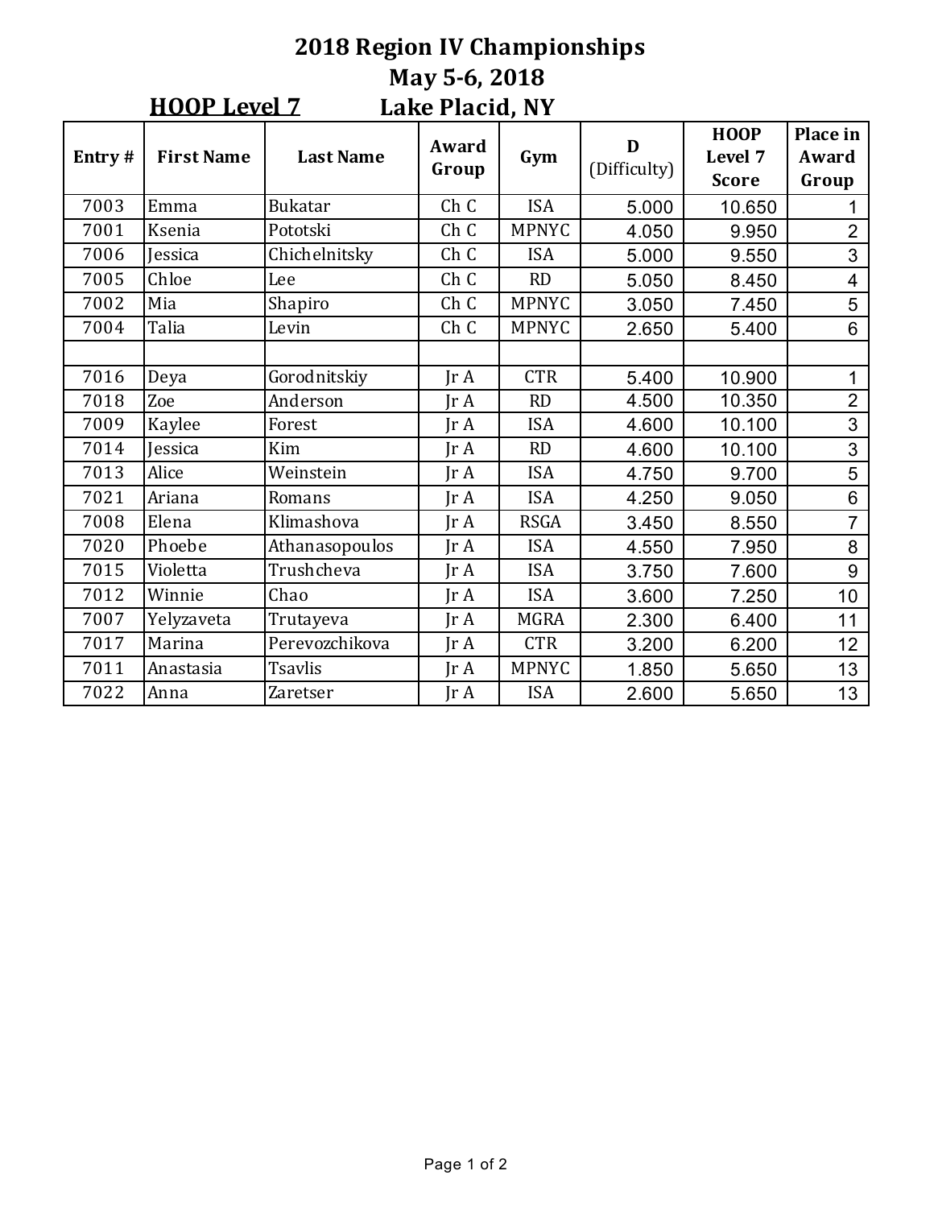# 2018 Region IV Championships
## May 5-6, 2018
### HOOP Level 7 Lake Placid, NY

| Entry # | First Name | Last Name | Award Group | Gym | D (Difficulty) | HOOP Level 7 Score | Place in Award Group |
|---|---|---|---|---|---|---|---|
| 7003 | Emma | Bukatar | Ch C | ISA | 5.000 | 10.650 | 1 |
| 7001 | Ksenia | Pototski | Ch C | MPNYC | 4.050 | 9.950 | 2 |
| 7006 | Jessica | Chichelnitsky | Ch C | ISA | 5.000 | 9.550 | 3 |
| 7005 | Chloe | Lee | Ch C | RD | 5.050 | 8.450 | 4 |
| 7002 | Mia | Shapiro | Ch C | MPNYC | 3.050 | 7.450 | 5 |
| 7004 | Talia | Levin | Ch C | MPNYC | 2.650 | 5.400 | 6 |
| | | | | | | | |
| 7016 | Deya | Gorodnitskiy | Jr A | CTR | 5.400 | 10.900 | 1 |
| 7018 | Zoe | Anderson | Jr A | RD | 4.500 | 10.350 | 2 |
| 7009 | Kaylee | Forest | Jr A | ISA | 4.600 | 10.100 | 3 |
| 7014 | Jessica | Kim | Jr A | RD | 4.600 | 10.100 | 3 |
| 7013 | Alice | Weinstein | Jr A | ISA | 4.750 | 9.700 | 5 |
| 7021 | Ariana | Romans | Jr A | ISA | 4.250 | 9.050 | 6 |
| 7008 | Elena | Klimashova | Jr A | RSGA | 3.450 | 8.550 | 7 |
| 7020 | Phoebe | Athanasopoulos | Jr A | ISA | 4.550 | 7.950 | 8 |
| 7015 | Violetta | Trushcheva | Jr A | ISA | 3.750 | 7.600 | 9 |
| 7012 | Winnie | Chao | Jr A | ISA | 3.600 | 7.250 | 10 |
| 7007 | Yelyzaveta | Trutayeva | Jr A | MGRA | 2.300 | 6.400 | 11 |
| 7017 | Marina | Perevozchikova | Jr A | CTR | 3.200 | 6.200 | 12 |
| 7011 | Anastasia | Tsavlis | Jr A | MPNYC | 1.850 | 5.650 | 13 |
| 7022 | Anna | Zaretser | Jr A | ISA | 2.600 | 5.650 | 13 |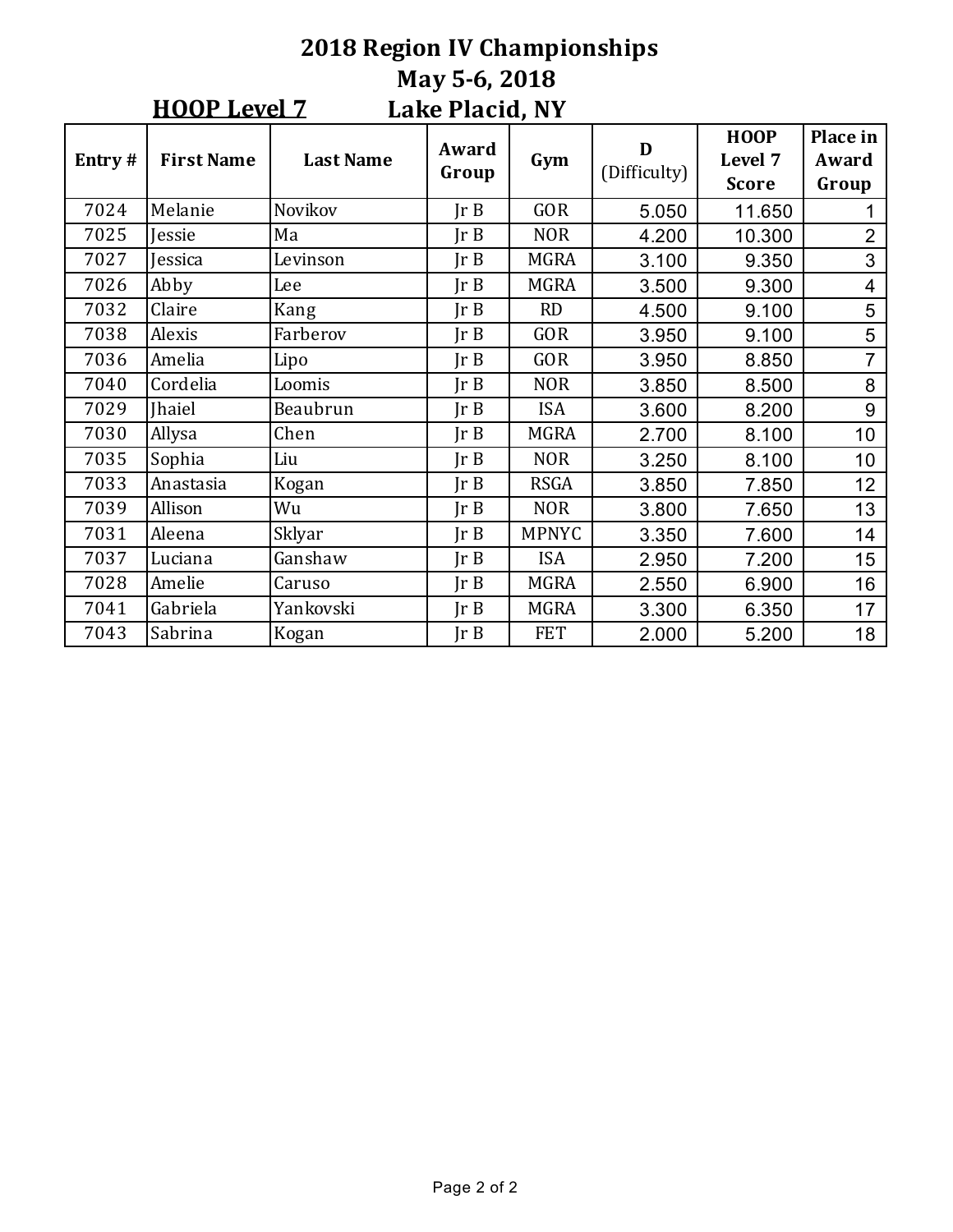# 2018 Region IV Championships

## May 5-6, 2018

**HOOP Level 7** Lake Placid, NY

| Entry # | First Name | Last Name | Award Group | Gym | D (Difficulty) | HOOP Level 7 Score | Place in Award Group |
|---|---|---|---|---|---|---|---|
| 7024 | Melanie | Novikov | Jr B | GOR | 5.050 | 11.650 | 1 |
| 7025 | Jessie | Ma | Jr B | NOR | 4.200 | 10.300 | 2 |
| 7027 | Jessica | Levinson | Jr B | MGRA | 3.100 | 9.350 | 3 |
| 7026 | Abby | Lee | Jr B | MGRA | 3.500 | 9.300 | 4 |
| 7032 | Claire | Kang | Jr B | RD | 4.500 | 9.100 | 5 |
| 7038 | Alexis | Farberov | Jr B | GOR | 3.950 | 9.100 | 5 |
| 7036 | Amelia | Lipo | Jr B | GOR | 3.950 | 8.850 | 7 |
| 7040 | Cordelia | Loomis | Jr B | NOR | 3.850 | 8.500 | 8 |
| 7029 | Jhaiel | Beaubrun | Jr B | ISA | 3.600 | 8.200 | 9 |
| 7030 | Allysa | Chen | Jr B | MGRA | 2.700 | 8.100 | 10 |
| 7035 | Sophia | Liu | Jr B | NOR | 3.250 | 8.100 | 10 |
| 7033 | Anastasia | Kogan | Jr B | RSGA | 3.850 | 7.850 | 12 |
| 7039 | Allison | Wu | Jr B | NOR | 3.800 | 7.650 | 13 |
| 7031 | Aleena | Sklyar | Jr B | MPNYC | 3.350 | 7.600 | 14 |
| 7037 | Luciana | Ganshaw | Jr B | ISA | 2.950 | 7.200 | 15 |
| 7028 | Amelie | Caruso | Jr B | MGRA | 2.550 | 6.900 | 16 |
| 7041 | Gabriela | Yankovski | Jr B | MGRA | 3.300 | 6.350 | 17 |
| 7043 | Sabrina | Kogan | Jr B | FET | 2.000 | 5.200 | 18 |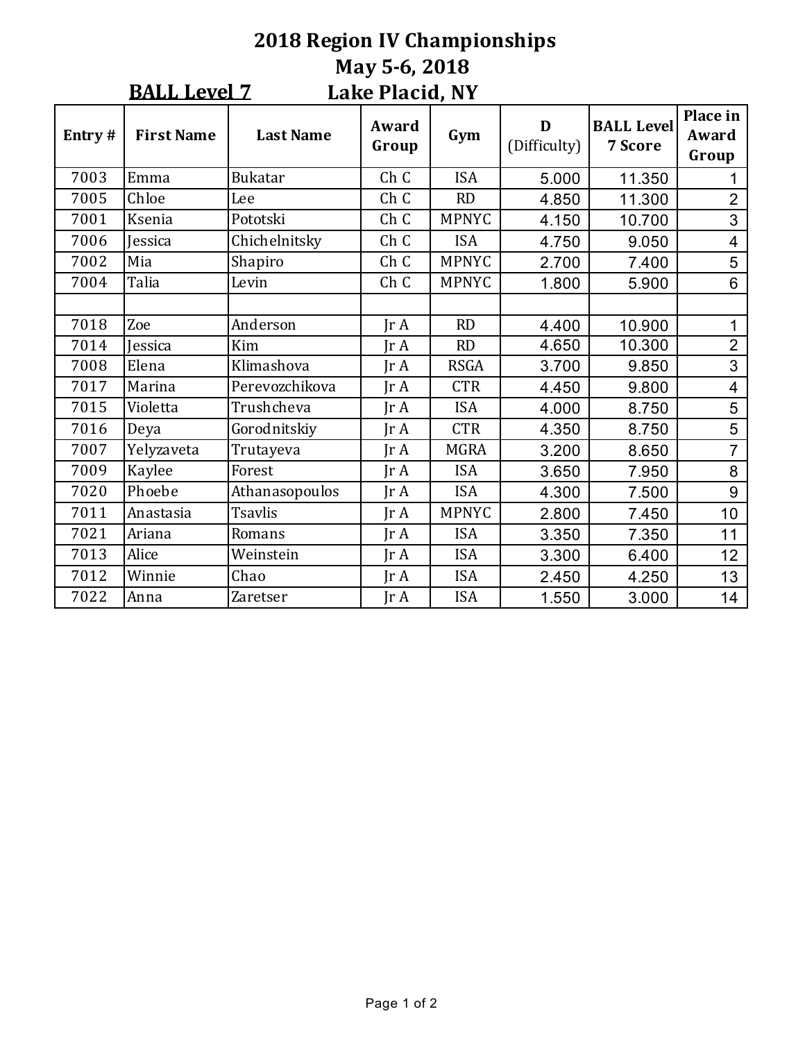# 2018 Region IV Championships

## May 5-6, 2018

**BALL Level 7** Lake Placid, NY

| Entry # | First Name | Last Name | Award Group | Gym | D (Difficulty) | BALL Level 7 Score | Place in Award Group |
|---|---|---|---|---|---|---|---|
| 7003 | Emma | Bukatar | Ch C | ISA | 5.000 | 11.350 | 1 |
| 7005 | Chloe | Lee | Ch C | RD | 4.850 | 11.300 | 2 |
| 7001 | Ksenia | Pototski | Ch C | MPNYC | 4.150 | 10.700 | 3 |
| 7006 | Jessica | Chichelnitsky | Ch C | ISA | 4.750 | 9.050 | 4 |
| 7002 | Mia | Shapiro | Ch C | MPNYC | 2.700 | 7.400 | 5 |
| 7004 | Talia | Levin | Ch C | MPNYC | 1.800 | 5.900 | 6 |
| | | | | | | | |
| 7018 | Zoe | Anderson | Jr A | RD | 4.400 | 10.900 | 1 |
| 7014 | Jessica | Kim | Jr A | RD | 4.650 | 10.300 | 2 |
| 7008 | Elena | Klimashova | Jr A | RSGA | 3.700 | 9.850 | 3 |
| 7017 | Marina | Perevozchikova | Jr A | CTR | 4.450 | 9.800 | 4 |
| 7015 | Violetta | Trushcheva | Jr A | ISA | 4.000 | 8.750 | 5 |
| 7016 | Deya | Gorodnitskiy | Jr A | CTR | 4.350 | 8.750 | 5 |
| 7007 | Yelyzaveta | Trutayeva | Jr A | MGRA | 3.200 | 8.650 | 7 |
| 7009 | Kaylee | Forest | Jr A | ISA | 3.650 | 7.950 | 8 |
| 7020 | Phoebe | Athanasopoulos | Jr A | ISA | 4.300 | 7.500 | 9 |
| 7011 | Anastasia | Tsavlis | Jr A | MPNYC | 2.800 | 7.450 | 10 |
| 7021 | Ariana | Romans | Jr A | ISA | 3.350 | 7.350 | 11 |
| 7013 | Alice | Weinstein | Jr A | ISA | 3.300 | 6.400 | 12 |
| 7012 | Winnie | Chao | Jr A | ISA | 2.450 | 4.250 | 13 |
| 7022 | Anna | Zaretser | Jr A | ISA | 1.550 | 3.000 | 14 |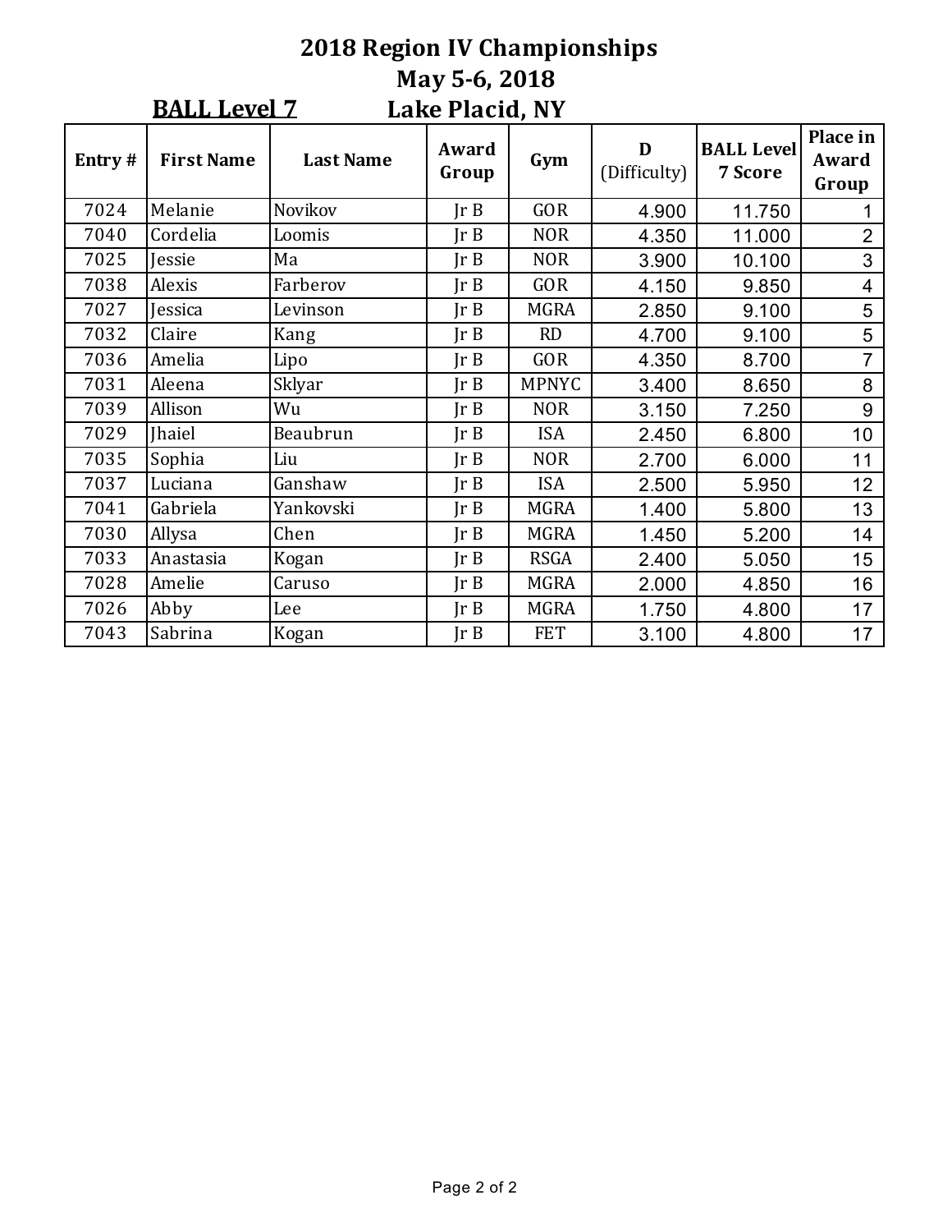# 2018 Region IV Championships

## May 5-6, 2018

## BALL Level 7 — Lake Placid, NY

| Entry # | First Name | Last Name | Award Group | Gym | D (Difficulty) | BALL Level 7 Score | Place in Award Group |
|---|---|---|---|---|---|---|---|
| 7024 | Melanie | Novikov | Jr B | GOR | 4.900 | 11.750 | 1 |
| 7040 | Cordelia | Loomis | Jr B | NOR | 4.350 | 11.000 | 2 |
| 7025 | Jessie | Ma | Jr B | NOR | 3.900 | 10.100 | 3 |
| 7038 | Alexis | Farberov | Jr B | GOR | 4.150 | 9.850 | 4 |
| 7027 | Jessica | Levinson | Jr B | MGRA | 2.850 | 9.100 | 5 |
| 7032 | Claire | Kang | Jr B | RD | 4.700 | 9.100 | 5 |
| 7036 | Amelia | Lipo | Jr B | GOR | 4.350 | 8.700 | 7 |
| 7031 | Aleena | Sklyar | Jr B | MPNYC | 3.400 | 8.650 | 8 |
| 7039 | Allison | Wu | Jr B | NOR | 3.150 | 7.250 | 9 |
| 7029 | Jhaiel | Beaubrun | Jr B | ISA | 2.450 | 6.800 | 10 |
| 7035 | Sophia | Liu | Jr B | NOR | 2.700 | 6.000 | 11 |
| 7037 | Luciana | Ganshaw | Jr B | ISA | 2.500 | 5.950 | 12 |
| 7041 | Gabriela | Yankovski | Jr B | MGRA | 1.400 | 5.800 | 13 |
| 7030 | Allysa | Chen | Jr B | MGRA | 1.450 | 5.200 | 14 |
| 7033 | Anastasia | Kogan | Jr B | RSGA | 2.400 | 5.050 | 15 |
| 7028 | Amelie | Caruso | Jr B | MGRA | 2.000 | 4.850 | 16 |
| 7026 | Abby | Lee | Jr B | MGRA | 1.750 | 4.800 | 17 |
| 7043 | Sabrina | Kogan | Jr B | FET | 3.100 | 4.800 | 17 |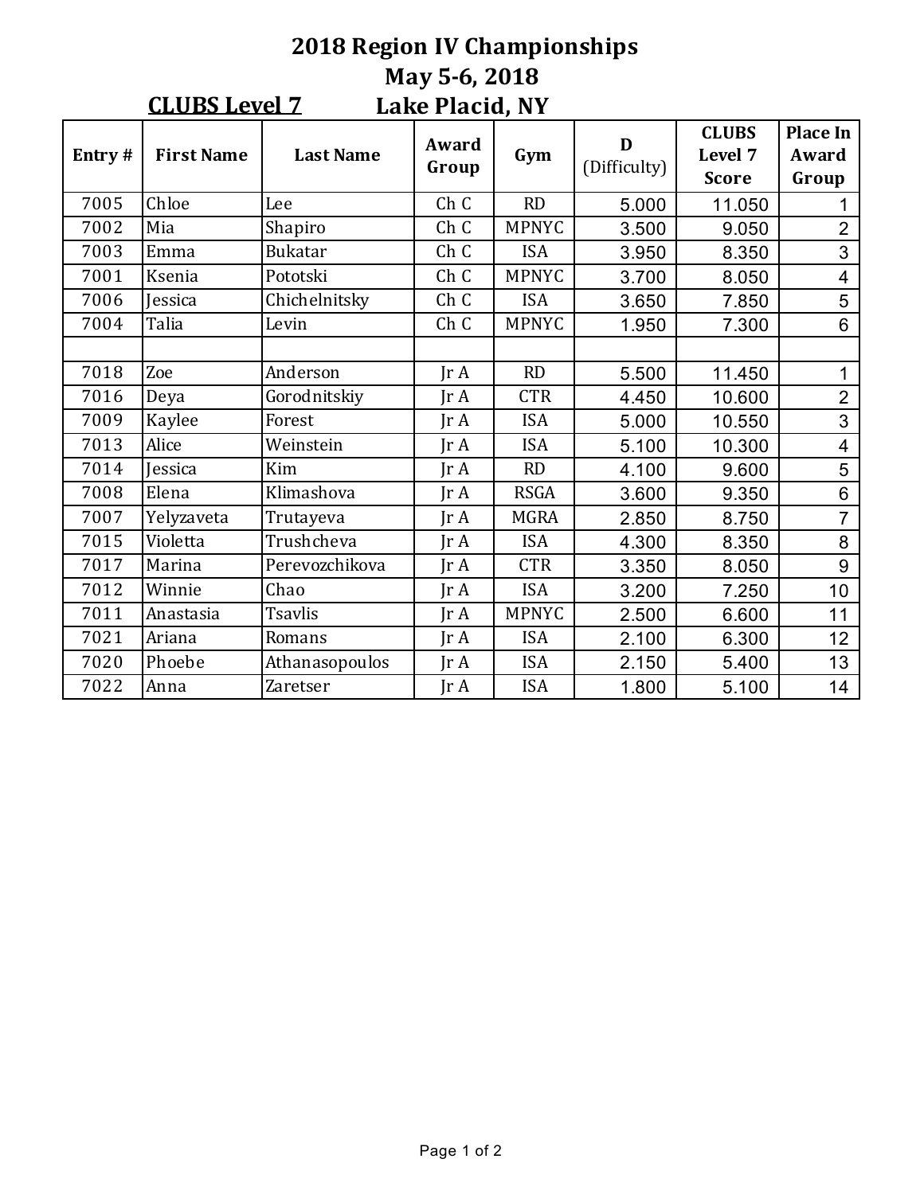# 2018 Region IV Championships

## May 5-6, 2018

**CLUBS Level 7** Lake Placid, NY

| Entry # | First Name | Last Name | Award Group | Gym | D (Difficulty) | CLUBS Level 7 Score | Place In Award Group |
|---|---|---|---|---|---|---|---|
| 7005 | Chloe | Lee | Ch C | RD | 5.000 | 11.050 | 1 |
| 7002 | Mia | Shapiro | Ch C | MPNYC | 3.500 | 9.050 | 2 |
| 7003 | Emma | Bukatar | Ch C | ISA | 3.950 | 8.350 | 3 |
| 7001 | Ksenia | Pototski | Ch C | MPNYC | 3.700 | 8.050 | 4 |
| 7006 | Jessica | Chichelnitsky | Ch C | ISA | 3.650 | 7.850 | 5 |
| 7004 | Talia | Levin | Ch C | MPNYC | 1.950 | 7.300 | 6 |
| | | | | | | | |
| 7018 | Zoe | Anderson | Jr A | RD | 5.500 | 11.450 | 1 |
| 7016 | Deya | Gorodnitskiy | Jr A | CTR | 4.450 | 10.600 | 2 |
| 7009 | Kaylee | Forest | Jr A | ISA | 5.000 | 10.550 | 3 |
| 7013 | Alice | Weinstein | Jr A | ISA | 5.100 | 10.300 | 4 |
| 7014 | Jessica | Kim | Jr A | RD | 4.100 | 9.600 | 5 |
| 7008 | Elena | Klimashova | Jr A | RSGA | 3.600 | 9.350 | 6 |
| 7007 | Yelyzaveta | Trutayeva | Jr A | MGRA | 2.850 | 8.750 | 7 |
| 7015 | Violetta | Trushcheva | Jr A | ISA | 4.300 | 8.350 | 8 |
| 7017 | Marina | Perevozchikova | Jr A | CTR | 3.350 | 8.050 | 9 |
| 7012 | Winnie | Chao | Jr A | ISA | 3.200 | 7.250 | 10 |
| 7011 | Anastasia | Tsavlis | Jr A | MPNYC | 2.500 | 6.600 | 11 |
| 7021 | Ariana | Romans | Jr A | ISA | 2.100 | 6.300 | 12 |
| 7020 | Phoebe | Athanasopoulos | Jr A | ISA | 2.150 | 5.400 | 13 |
| 7022 | Anna | Zaretser | Jr A | ISA | 1.800 | 5.100 | 14 |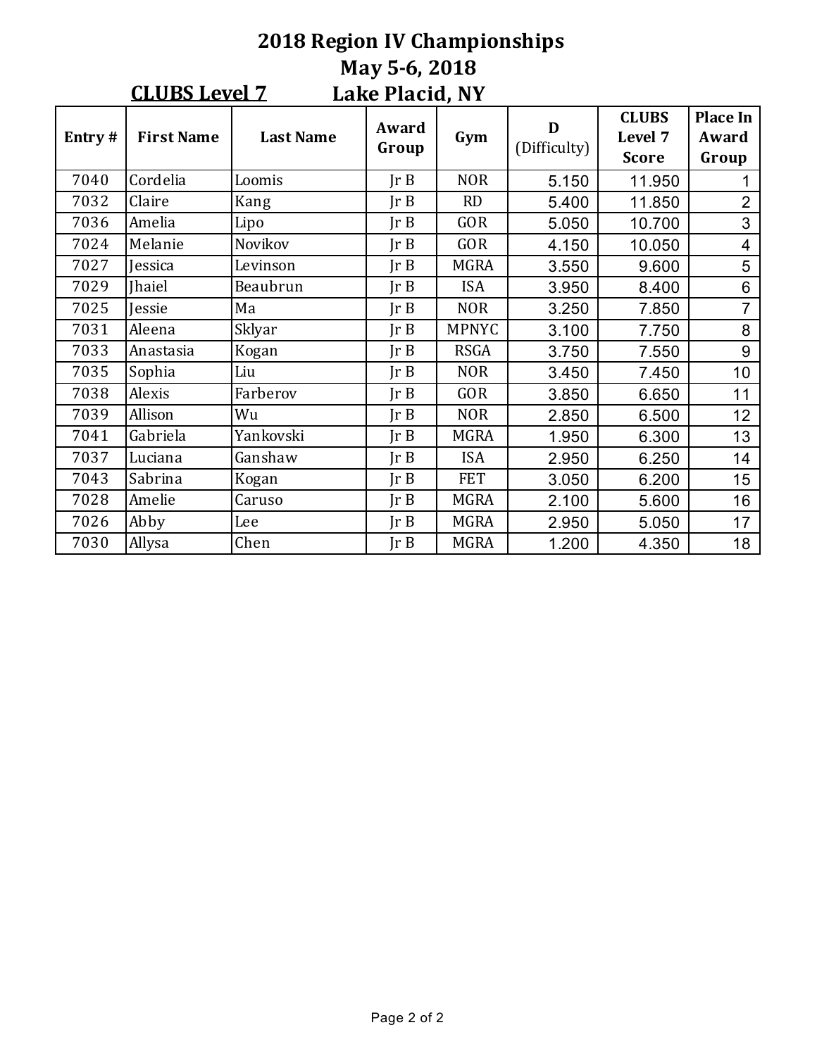# 2018 Region IV Championships

## May 5-6, 2018

## CLUBS Level 7 Lake Placid, NY

| Entry # | First Name | Last Name | Award Group | Gym | D (Difficulty) | CLUBS Level 7 Score | Place In Award Group |
|---|---|---|---|---|---|---|---|
| 7040 | Cordelia | Loomis | Jr B | NOR | 5.150 | 11.950 | 1 |
| 7032 | Claire | Kang | Jr B | RD | 5.400 | 11.850 | 2 |
| 7036 | Amelia | Lipo | Jr B | GOR | 5.050 | 10.700 | 3 |
| 7024 | Melanie | Novikov | Jr B | GOR | 4.150 | 10.050 | 4 |
| 7027 | Jessica | Levinson | Jr B | MGRA | 3.550 | 9.600 | 5 |
| 7029 | Jhaiel | Beaubrun | Jr B | ISA | 3.950 | 8.400 | 6 |
| 7025 | Jessie | Ma | Jr B | NOR | 3.250 | 7.850 | 7 |
| 7031 | Aleena | Sklyar | Jr B | MPNYC | 3.100 | 7.750 | 8 |
| 7033 | Anastasia | Kogan | Jr B | RSGA | 3.750 | 7.550 | 9 |
| 7035 | Sophia | Liu | Jr B | NOR | 3.450 | 7.450 | 10 |
| 7038 | Alexis | Farberov | Jr B | GOR | 3.850 | 6.650 | 11 |
| 7039 | Allison | Wu | Jr B | NOR | 2.850 | 6.500 | 12 |
| 7041 | Gabriela | Yankovski | Jr B | MGRA | 1.950 | 6.300 | 13 |
| 7037 | Luciana | Ganshaw | Jr B | ISA | 2.950 | 6.250 | 14 |
| 7043 | Sabrina | Kogan | Jr B | FET | 3.050 | 6.200 | 15 |
| 7028 | Amelie | Caruso | Jr B | MGRA | 2.100 | 5.600 | 16 |
| 7026 | Abby | Lee | Jr B | MGRA | 2.950 | 5.050 | 17 |
| 7030 | Allysa | Chen | Jr B | MGRA | 1.200 | 4.350 | 18 |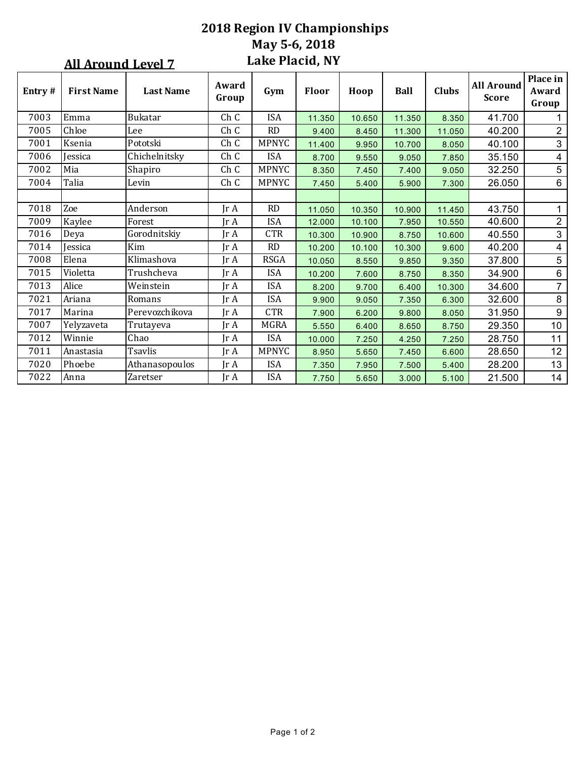# 2018 Region IV Championships

## May 5-6, 2018

## Lake Placid, NY

### All Around Level 7

| Entry # | First Name | Last Name | Award Group | Gym | Floor | Hoop | Ball | Clubs | All Around Score | Place in Award Group |
|---|---|---|---|---|---|---|---|---|---|---|
| 7003 | Emma | Bukatar | Ch C | ISA | 11.350 | 10.650 | 11.350 | 8.350 | 41.700 | 1 |
| 7005 | Chloe | Lee | Ch C | RD | 9.400 | 8.450 | 11.300 | 11.050 | 40.200 | 2 |
| 7001 | Ksenia | Pototski | Ch C | MPNYC | 11.400 | 9.950 | 10.700 | 8.050 | 40.100 | 3 |
| 7006 | Jessica | Chichelnitsky | Ch C | ISA | 8.700 | 9.550 | 9.050 | 7.850 | 35.150 | 4 |
| 7002 | Mia | Shapiro | Ch C | MPNYC | 8.350 | 7.450 | 7.400 | 9.050 | 32.250 | 5 |
| 7004 | Talia | Levin | Ch C | MPNYC | 7.450 | 5.400 | 5.900 | 7.300 | 26.050 | 6 |
| | | | | | | | | | | |
| 7018 | Zoe | Anderson | Jr A | RD | 11.050 | 10.350 | 10.900 | 11.450 | 43.750 | 1 |
| 7009 | Kaylee | Forest | Jr A | ISA | 12.000 | 10.100 | 7.950 | 10.550 | 40.600 | 2 |
| 7016 | Deya | Gorodnitskiy | Jr A | CTR | 10.300 | 10.900 | 8.750 | 10.600 | 40.550 | 3 |
| 7014 | Jessica | Kim | Jr A | RD | 10.200 | 10.100 | 10.300 | 9.600 | 40.200 | 4 |
| 7008 | Elena | Klimashova | Jr A | RSGA | 10.050 | 8.550 | 9.850 | 9.350 | 37.800 | 5 |
| 7015 | Violetta | Trushcheva | Jr A | ISA | 10.200 | 7.600 | 8.750 | 8.350 | 34.900 | 6 |
| 7013 | Alice | Weinstein | Jr A | ISA | 8.200 | 9.700 | 6.400 | 10.300 | 34.600 | 7 |
| 7021 | Ariana | Romans | Jr A | ISA | 9.900 | 9.050 | 7.350 | 6.300 | 32.600 | 8 |
| 7017 | Marina | Perevozchikova | Jr A | CTR | 7.900 | 6.200 | 9.800 | 8.050 | 31.950 | 9 |
| 7007 | Yelyzaveta | Trutayeva | Jr A | MGRA | 5.550 | 6.400 | 8.650 | 8.750 | 29.350 | 10 |
| 7012 | Winnie | Chao | Jr A | ISA | 10.000 | 7.250 | 4.250 | 7.250 | 28.750 | 11 |
| 7011 | Anastasia | Tsavlis | Jr A | MPNYC | 8.950 | 5.650 | 7.450 | 6.600 | 28.650 | 12 |
| 7020 | Phoebe | Athanasopoulos | Jr A | ISA | 7.350 | 7.950 | 7.500 | 5.400 | 28.200 | 13 |
| 7022 | Anna | Zaretser | Jr A | ISA | 7.750 | 5.650 | 3.000 | 5.100 | 21.500 | 14 |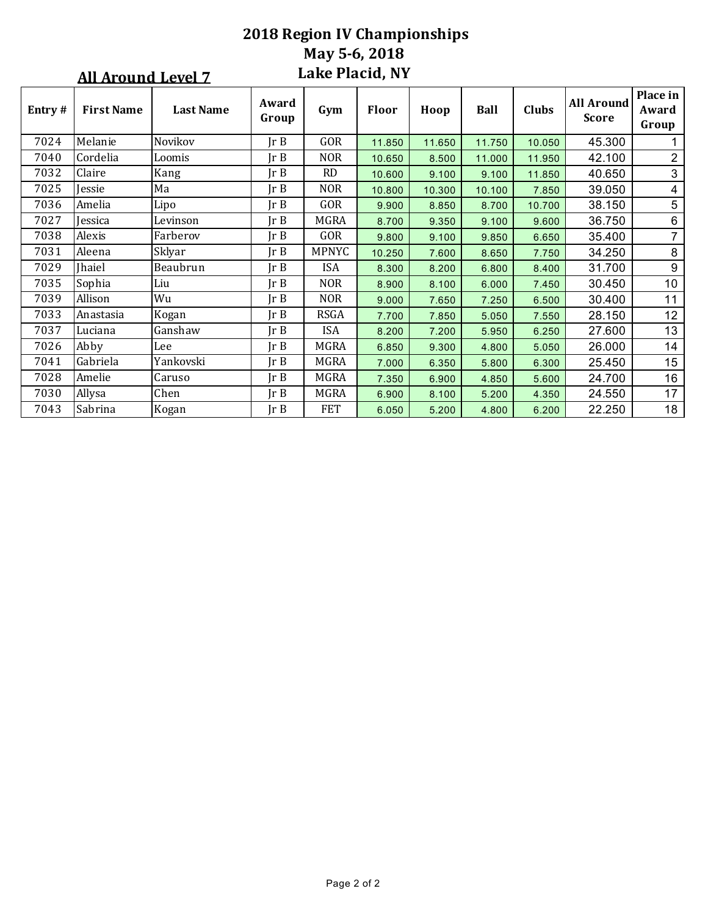# 2018 Region IV Championships
## May 5-6, 2018
## Lake Placid, NY

### All Around Level 7

| Entry # | First Name | Last Name | Award Group | Gym | Floor | Hoop | Ball | Clubs | All Around Score | Place in Award Group |
|---|---|---|---|---|---|---|---|---|---|---|
| 7024 | Melanie | Novikov | Jr B | GOR | 11.850 | 11.650 | 11.750 | 10.050 | 45.300 | 1 |
| 7040 | Cordelia | Loomis | Jr B | NOR | 10.650 | 8.500 | 11.000 | 11.950 | 42.100 | 2 |
| 7032 | Claire | Kang | Jr B | RD | 10.600 | 9.100 | 9.100 | 11.850 | 40.650 | 3 |
| 7025 | Jessie | Ma | Jr B | NOR | 10.800 | 10.300 | 10.100 | 7.850 | 39.050 | 4 |
| 7036 | Amelia | Lipo | Jr B | GOR | 9.900 | 8.850 | 8.700 | 10.700 | 38.150 | 5 |
| 7027 | Jessica | Levinson | Jr B | MGRA | 8.700 | 9.350 | 9.100 | 9.600 | 36.750 | 6 |
| 7038 | Alexis | Farberov | Jr B | GOR | 9.800 | 9.100 | 9.850 | 6.650 | 35.400 | 7 |
| 7031 | Aleena | Sklyar | Jr B | MPNYC | 10.250 | 7.600 | 8.650 | 7.750 | 34.250 | 8 |
| 7029 | Jhaiel | Beaubrun | Jr B | ISA | 8.300 | 8.200 | 6.800 | 8.400 | 31.700 | 9 |
| 7035 | Sophia | Liu | Jr B | NOR | 8.900 | 8.100 | 6.000 | 7.450 | 30.450 | 10 |
| 7039 | Allison | Wu | Jr B | NOR | 9.000 | 7.650 | 7.250 | 6.500 | 30.400 | 11 |
| 7033 | Anastasia | Kogan | Jr B | RSGA | 7.700 | 7.850 | 5.050 | 7.550 | 28.150 | 12 |
| 7037 | Luciana | Ganshaw | Jr B | ISA | 8.200 | 7.200 | 5.950 | 6.250 | 27.600 | 13 |
| 7026 | Abby | Lee | Jr B | MGRA | 6.850 | 9.300 | 4.800 | 5.050 | 26.000 | 14 |
| 7041 | Gabriela | Yankovski | Jr B | MGRA | 7.000 | 6.350 | 5.800 | 6.300 | 25.450 | 15 |
| 7028 | Amelie | Caruso | Jr B | MGRA | 7.350 | 6.900 | 4.850 | 5.600 | 24.700 | 16 |
| 7030 | Allysa | Chen | Jr B | MGRA | 6.900 | 8.100 | 5.200 | 4.350 | 24.550 | 17 |
| 7043 | Sabrina | Kogan | Jr B | FET | 6.050 | 5.200 | 4.800 | 6.200 | 22.250 | 18 |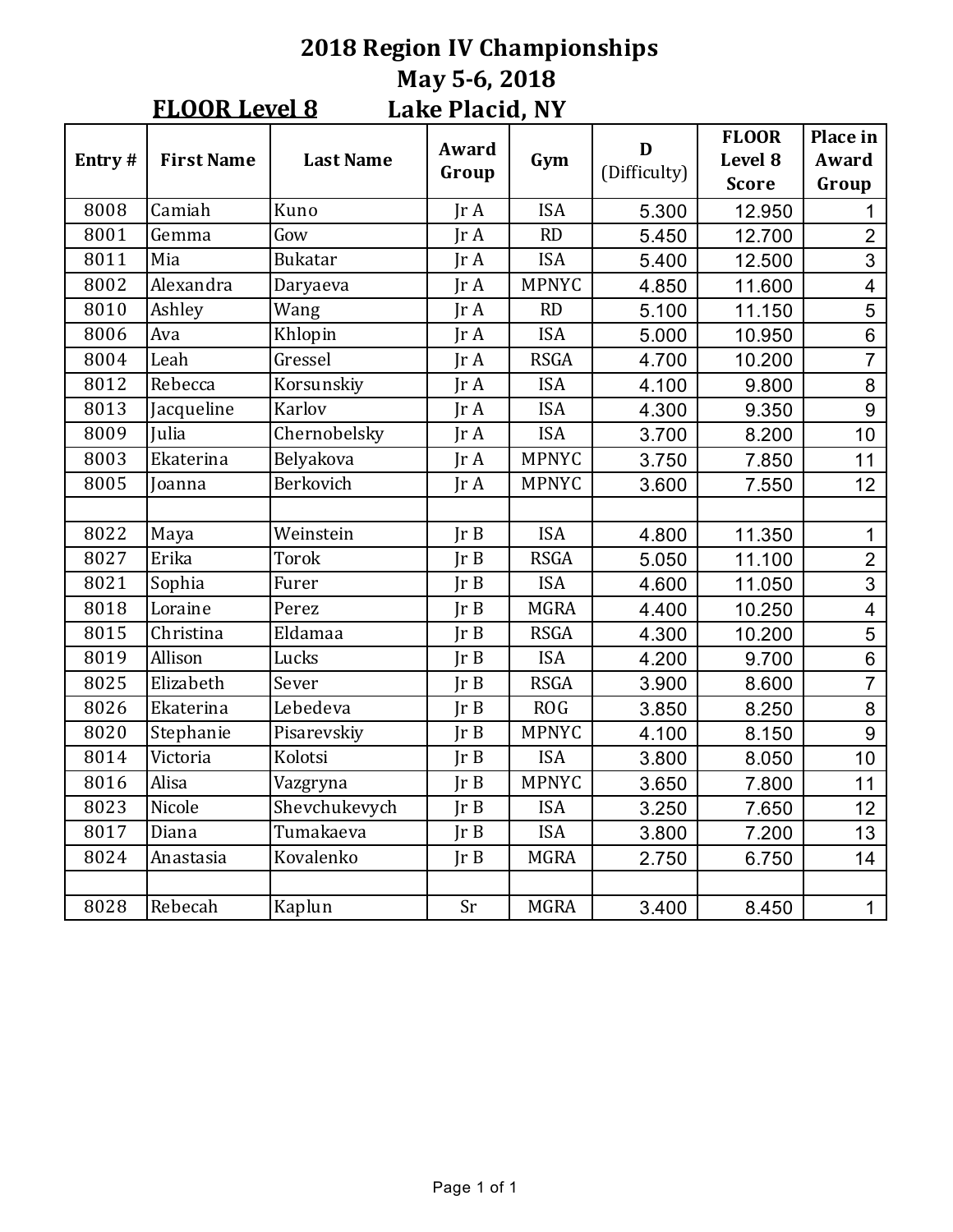# 2018 Region IV Championships

## May 5-6, 2018

**FLOOR Level 8** Lake Placid, NY

| Entry # | First Name | Last Name | Award Group | Gym | D (Difficulty) | FLOOR Level 8 Score | Place in Award Group |
|---|---|---|---|---|---|---|---|
| 8008 | Camiah | Kuno | Jr A | ISA | 5.300 | 12.950 | 1 |
| 8001 | Gemma | Gow | Jr A | RD | 5.450 | 12.700 | 2 |
| 8011 | Mia | Bukatar | Jr A | ISA | 5.400 | 12.500 | 3 |
| 8002 | Alexandra | Daryaeva | Jr A | MPNYC | 4.850 | 11.600 | 4 |
| 8010 | Ashley | Wang | Jr A | RD | 5.100 | 11.150 | 5 |
| 8006 | Ava | Khlopin | Jr A | ISA | 5.000 | 10.950 | 6 |
| 8004 | Leah | Gressel | Jr A | RSGA | 4.700 | 10.200 | 7 |
| 8012 | Rebecca | Korsunskiy | Jr A | ISA | 4.100 | 9.800 | 8 |
| 8013 | Jacqueline | Karlov | Jr A | ISA | 4.300 | 9.350 | 9 |
| 8009 | Julia | Chernobelsky | Jr A | ISA | 3.700 | 8.200 | 10 |
| 8003 | Ekaterina | Belyakova | Jr A | MPNYC | 3.750 | 7.850 | 11 |
| 8005 | Joanna | Berkovich | Jr A | MPNYC | 3.600 | 7.550 | 12 |
| | | | | | | | |
| 8022 | Maya | Weinstein | Jr B | ISA | 4.800 | 11.350 | 1 |
| 8027 | Erika | Torok | Jr B | RSGA | 5.050 | 11.100 | 2 |
| 8021 | Sophia | Furer | Jr B | ISA | 4.600 | 11.050 | 3 |
| 8018 | Loraine | Perez | Jr B | MGRA | 4.400 | 10.250 | 4 |
| 8015 | Christina | Eldamaa | Jr B | RSGA | 4.300 | 10.200 | 5 |
| 8019 | Allison | Lucks | Jr B | ISA | 4.200 | 9.700 | 6 |
| 8025 | Elizabeth | Sever | Jr B | RSGA | 3.900 | 8.600 | 7 |
| 8026 | Ekaterina | Lebedeva | Jr B | ROG | 3.850 | 8.250 | 8 |
| 8020 | Stephanie | Pisarevskiy | Jr B | MPNYC | 4.100 | 8.150 | 9 |
| 8014 | Victoria | Kolotsi | Jr B | ISA | 3.800 | 8.050 | 10 |
| 8016 | Alisa | Vazgryna | Jr B | MPNYC | 3.650 | 7.800 | 11 |
| 8023 | Nicole | Shevchukevych | Jr B | ISA | 3.250 | 7.650 | 12 |
| 8017 | Diana | Tumakaeva | Jr B | ISA | 3.800 | 7.200 | 13 |
| 8024 | Anastasia | Kovalenko | Jr B | MGRA | 2.750 | 6.750 | 14 |
| | | | | | | | |
| 8028 | Rebecah | Kaplun | Sr | MGRA | 3.400 | 8.450 | 1 |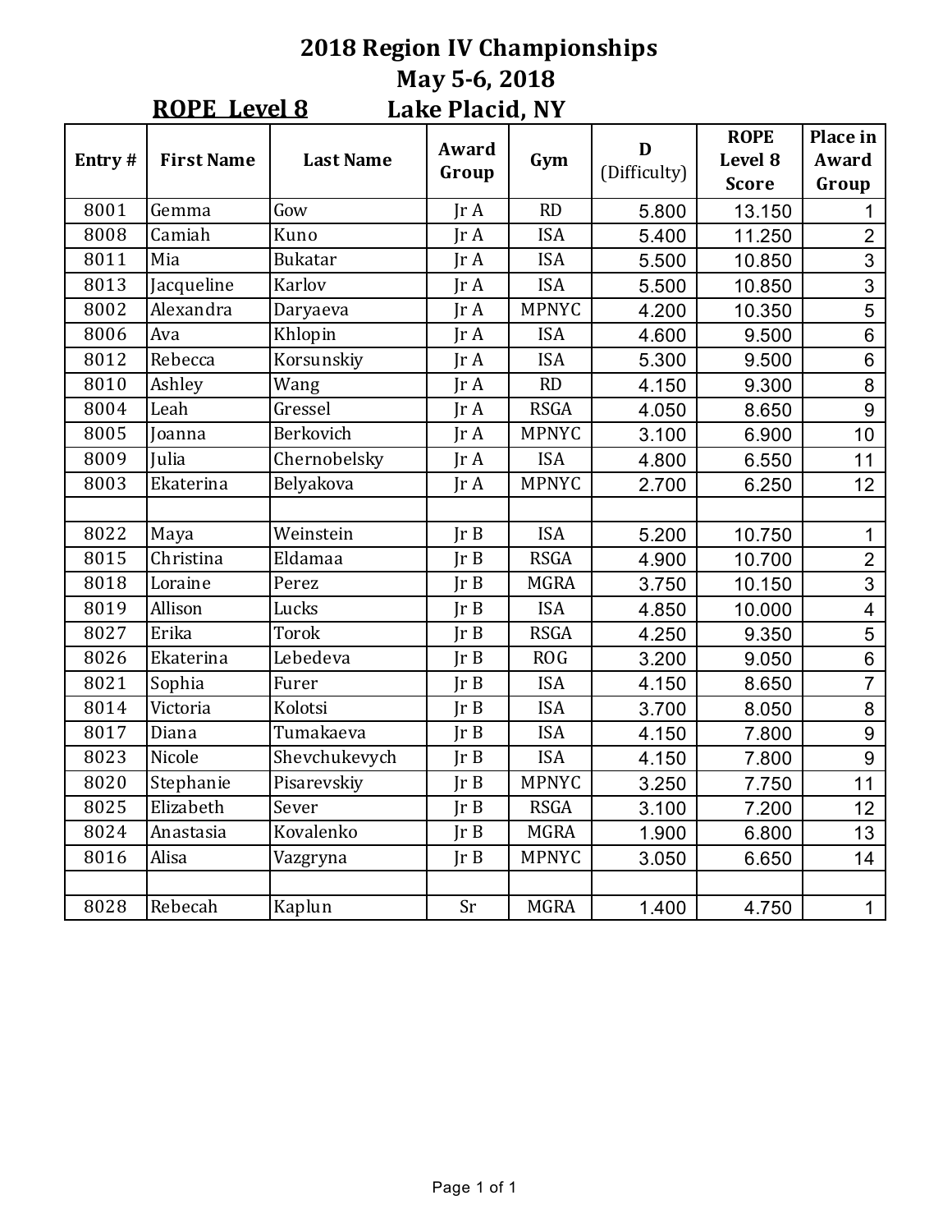# 2018 Region IV Championships

## May 5-6, 2018

**ROPE Level 8** Lake Placid, NY

| Entry # | First Name | Last Name | Award Group | Gym | D (Difficulty) | ROPE Level 8 Score | Place in Award Group |
|---|---|---|---|---|---|---|---|
| 8001 | Gemma | Gow | Jr A | RD | 5.800 | 13.150 | 1 |
| 8008 | Camiah | Kuno | Jr A | ISA | 5.400 | 11.250 | 2 |
| 8011 | Mia | Bukatar | Jr A | ISA | 5.500 | 10.850 | 3 |
| 8013 | Jacqueline | Karlov | Jr A | ISA | 5.500 | 10.850 | 3 |
| 8002 | Alexandra | Daryaeva | Jr A | MPNYC | 4.200 | 10.350 | 5 |
| 8006 | Ava | Khlopin | Jr A | ISA | 4.600 | 9.500 | 6 |
| 8012 | Rebecca | Korsunskiy | Jr A | ISA | 5.300 | 9.500 | 6 |
| 8010 | Ashley | Wang | Jr A | RD | 4.150 | 9.300 | 8 |
| 8004 | Leah | Gressel | Jr A | RSGA | 4.050 | 8.650 | 9 |
| 8005 | Joanna | Berkovich | Jr A | MPNYC | 3.100 | 6.900 | 10 |
| 8009 | Julia | Chernobelsky | Jr A | ISA | 4.800 | 6.550 | 11 |
| 8003 | Ekaterina | Belyakova | Jr A | MPNYC | 2.700 | 6.250 | 12 |
| | | | | | | | |
| 8022 | Maya | Weinstein | Jr B | ISA | 5.200 | 10.750 | 1 |
| 8015 | Christina | Eldamaa | Jr B | RSGA | 4.900 | 10.700 | 2 |
| 8018 | Loraine | Perez | Jr B | MGRA | 3.750 | 10.150 | 3 |
| 8019 | Allison | Lucks | Jr B | ISA | 4.850 | 10.000 | 4 |
| 8027 | Erika | Torok | Jr B | RSGA | 4.250 | 9.350 | 5 |
| 8026 | Ekaterina | Lebedeva | Jr B | ROG | 3.200 | 9.050 | 6 |
| 8021 | Sophia | Furer | Jr B | ISA | 4.150 | 8.650 | 7 |
| 8014 | Victoria | Kolotsi | Jr B | ISA | 3.700 | 8.050 | 8 |
| 8017 | Diana | Tumakaeva | Jr B | ISA | 4.150 | 7.800 | 9 |
| 8023 | Nicole | Shevchukevych | Jr B | ISA | 4.150 | 7.800 | 9 |
| 8020 | Stephanie | Pisarevskiy | Jr B | MPNYC | 3.250 | 7.750 | 11 |
| 8025 | Elizabeth | Sever | Jr B | RSGA | 3.100 | 7.200 | 12 |
| 8024 | Anastasia | Kovalenko | Jr B | MGRA | 1.900 | 6.800 | 13 |
| 8016 | Alisa | Vazgryna | Jr B | MPNYC | 3.050 | 6.650 | 14 |
| | | | | | | | |
| 8028 | Rebecah | Kaplun | Sr | MGRA | 1.400 | 4.750 | 1 |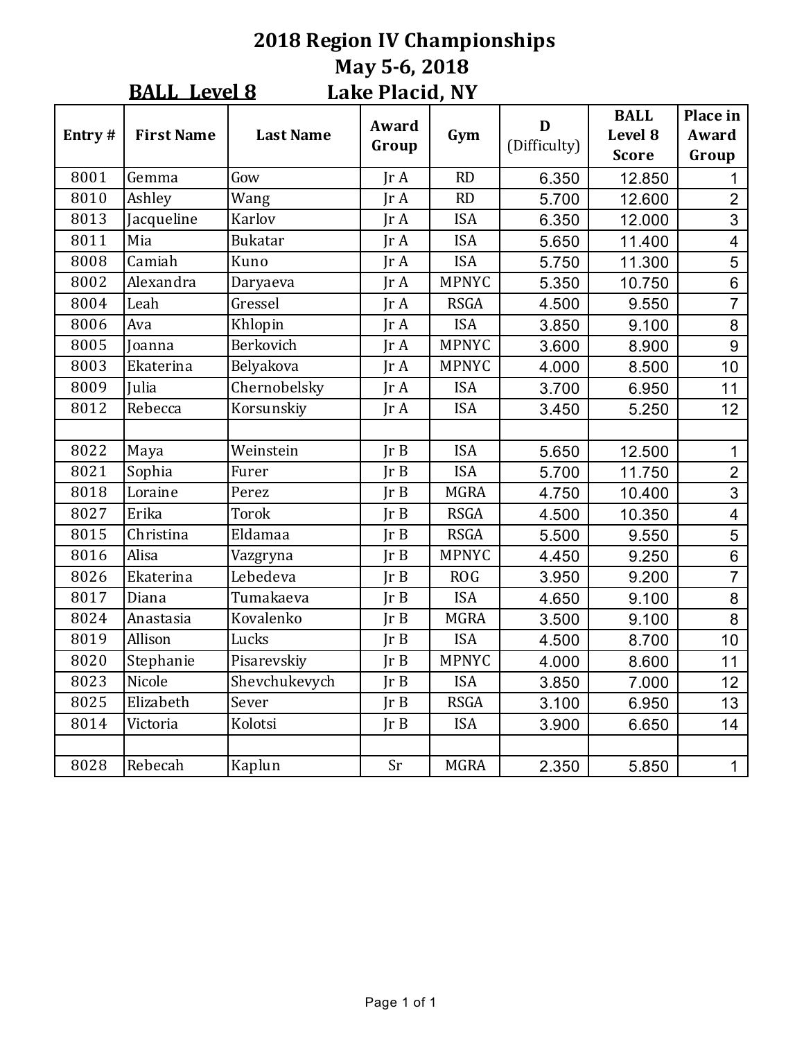# 2018 Region IV Championships

## May 5-6, 2018

**BALL Level 8** Lake Placid, NY

| Entry # | First Name | Last Name | Award Group | Gym | D (Difficulty) | BALL Level 8 Score | Place in Award Group |
|---|---|---|---|---|---|---|---|
| 8001 | Gemma | Gow | Jr A | RD | 6.350 | 12.850 | 1 |
| 8010 | Ashley | Wang | Jr A | RD | 5.700 | 12.600 | 2 |
| 8013 | Jacqueline | Karlov | Jr A | ISA | 6.350 | 12.000 | 3 |
| 8011 | Mia | Bukatar | Jr A | ISA | 5.650 | 11.400 | 4 |
| 8008 | Camiah | Kuno | Jr A | ISA | 5.750 | 11.300 | 5 |
| 8002 | Alexandra | Daryaeva | Jr A | MPNYC | 5.350 | 10.750 | 6 |
| 8004 | Leah | Gressel | Jr A | RSGA | 4.500 | 9.550 | 7 |
| 8006 | Ava | Khlopin | Jr A | ISA | 3.850 | 9.100 | 8 |
| 8005 | Joanna | Berkovich | Jr A | MPNYC | 3.600 | 8.900 | 9 |
| 8003 | Ekaterina | Belyakova | Jr A | MPNYC | 4.000 | 8.500 | 10 |
| 8009 | Julia | Chernobelsky | Jr A | ISA | 3.700 | 6.950 | 11 |
| 8012 | Rebecca | Korsunskiy | Jr A | ISA | 3.450 | 5.250 | 12 |
| | | | | | | | |
| 8022 | Maya | Weinstein | Jr B | ISA | 5.650 | 12.500 | 1 |
| 8021 | Sophia | Furer | Jr B | ISA | 5.700 | 11.750 | 2 |
| 8018 | Loraine | Perez | Jr B | MGRA | 4.750 | 10.400 | 3 |
| 8027 | Erika | Torok | Jr B | RSGA | 4.500 | 10.350 | 4 |
| 8015 | Christina | Eldamaa | Jr B | RSGA | 5.500 | 9.550 | 5 |
| 8016 | Alisa | Vazgryna | Jr B | MPNYC | 4.450 | 9.250 | 6 |
| 8026 | Ekaterina | Lebedeva | Jr B | ROG | 3.950 | 9.200 | 7 |
| 8017 | Diana | Tumakaeva | Jr B | ISA | 4.650 | 9.100 | 8 |
| 8024 | Anastasia | Kovalenko | Jr B | MGRA | 3.500 | 9.100 | 8 |
| 8019 | Allison | Lucks | Jr B | ISA | 4.500 | 8.700 | 10 |
| 8020 | Stephanie | Pisarevskiy | Jr B | MPNYC | 4.000 | 8.600 | 11 |
| 8023 | Nicole | Shevchukevych | Jr B | ISA | 3.850 | 7.000 | 12 |
| 8025 | Elizabeth | Sever | Jr B | RSGA | 3.100 | 6.950 | 13 |
| 8014 | Victoria | Kolotsi | Jr B | ISA | 3.900 | 6.650 | 14 |
| | | | | | | | |
| 8028 | Rebecah | Kaplun | Sr | MGRA | 2.350 | 5.850 | 1 |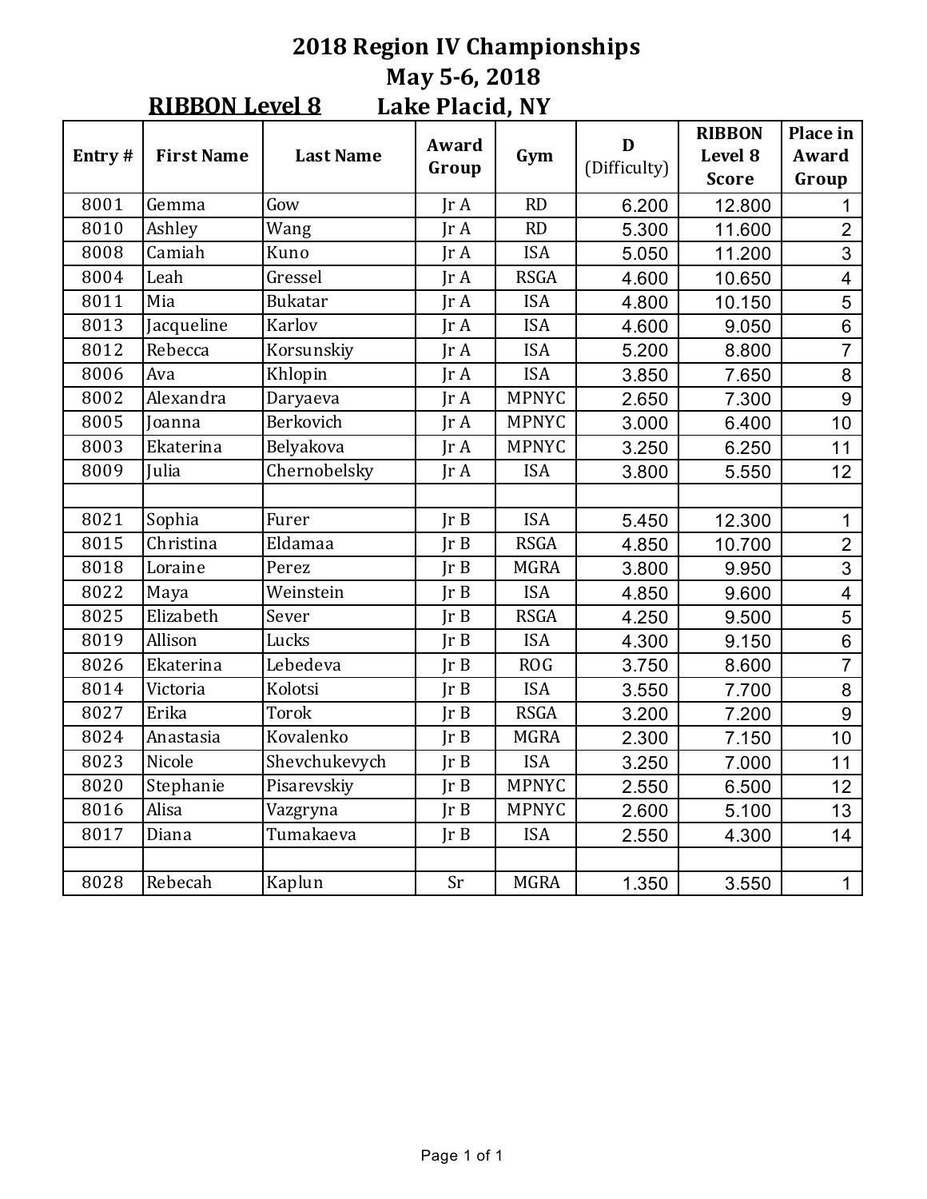# 2018 Region IV Championships

## May 5-6, 2018

**RIBBON Level 8** Lake Placid, NY

| Entry # | First Name | Last Name | Award Group | Gym | D (Difficulty) | RIBBON Level 8 Score | Place in Award Group |
|---|---|---|---|---|---|---|---|
| 8001 | Gemma | Gow | Jr A | RD | 6.200 | 12.800 | 1 |
| 8010 | Ashley | Wang | Jr A | RD | 5.300 | 11.600 | 2 |
| 8008 | Camiah | Kuno | Jr A | ISA | 5.050 | 11.200 | 3 |
| 8004 | Leah | Gressel | Jr A | RSGA | 4.600 | 10.650 | 4 |
| 8011 | Mia | Bukatar | Jr A | ISA | 4.800 | 10.150 | 5 |
| 8013 | Jacqueline | Karlov | Jr A | ISA | 4.600 | 9.050 | 6 |
| 8012 | Rebecca | Korsunskiy | Jr A | ISA | 5.200 | 8.800 | 7 |
| 8006 | Ava | Khlopin | Jr A | ISA | 3.850 | 7.650 | 8 |
| 8002 | Alexandra | Daryaeva | Jr A | MPNYC | 2.650 | 7.300 | 9 |
| 8005 | Joanna | Berkovich | Jr A | MPNYC | 3.000 | 6.400 | 10 |
| 8003 | Ekaterina | Belyakova | Jr A | MPNYC | 3.250 | 6.250 | 11 |
| 8009 | Julia | Chernobelsky | Jr A | ISA | 3.800 | 5.550 | 12 |
| | | | | | | | |
| 8021 | Sophia | Furer | Jr B | ISA | 5.450 | 12.300 | 1 |
| 8015 | Christina | Eldamaa | Jr B | RSGA | 4.850 | 10.700 | 2 |
| 8018 | Loraine | Perez | Jr B | MGRA | 3.800 | 9.950 | 3 |
| 8022 | Maya | Weinstein | Jr B | ISA | 4.850 | 9.600 | 4 |
| 8025 | Elizabeth | Sever | Jr B | RSGA | 4.250 | 9.500 | 5 |
| 8019 | Allison | Lucks | Jr B | ISA | 4.300 | 9.150 | 6 |
| 8026 | Ekaterina | Lebedeva | Jr B | ROG | 3.750 | 8.600 | 7 |
| 8014 | Victoria | Kolotsi | Jr B | ISA | 3.550 | 7.700 | 8 |
| 8027 | Erika | Torok | Jr B | RSGA | 3.200 | 7.200 | 9 |
| 8024 | Anastasia | Kovalenko | Jr B | MGRA | 2.300 | 7.150 | 10 |
| 8023 | Nicole | Shevchukevych | Jr B | ISA | 3.250 | 7.000 | 11 |
| 8020 | Stephanie | Pisarevskiy | Jr B | MPNYC | 2.550 | 6.500 | 12 |
| 8016 | Alisa | Vazgryna | Jr B | MPNYC | 2.600 | 5.100 | 13 |
| 8017 | Diana | Tumakaeva | Jr B | ISA | 2.550 | 4.300 | 14 |
| | | | | | | | |
| 8028 | Rebecah | Kaplun | Sr | MGRA | 1.350 | 3.550 | 1 |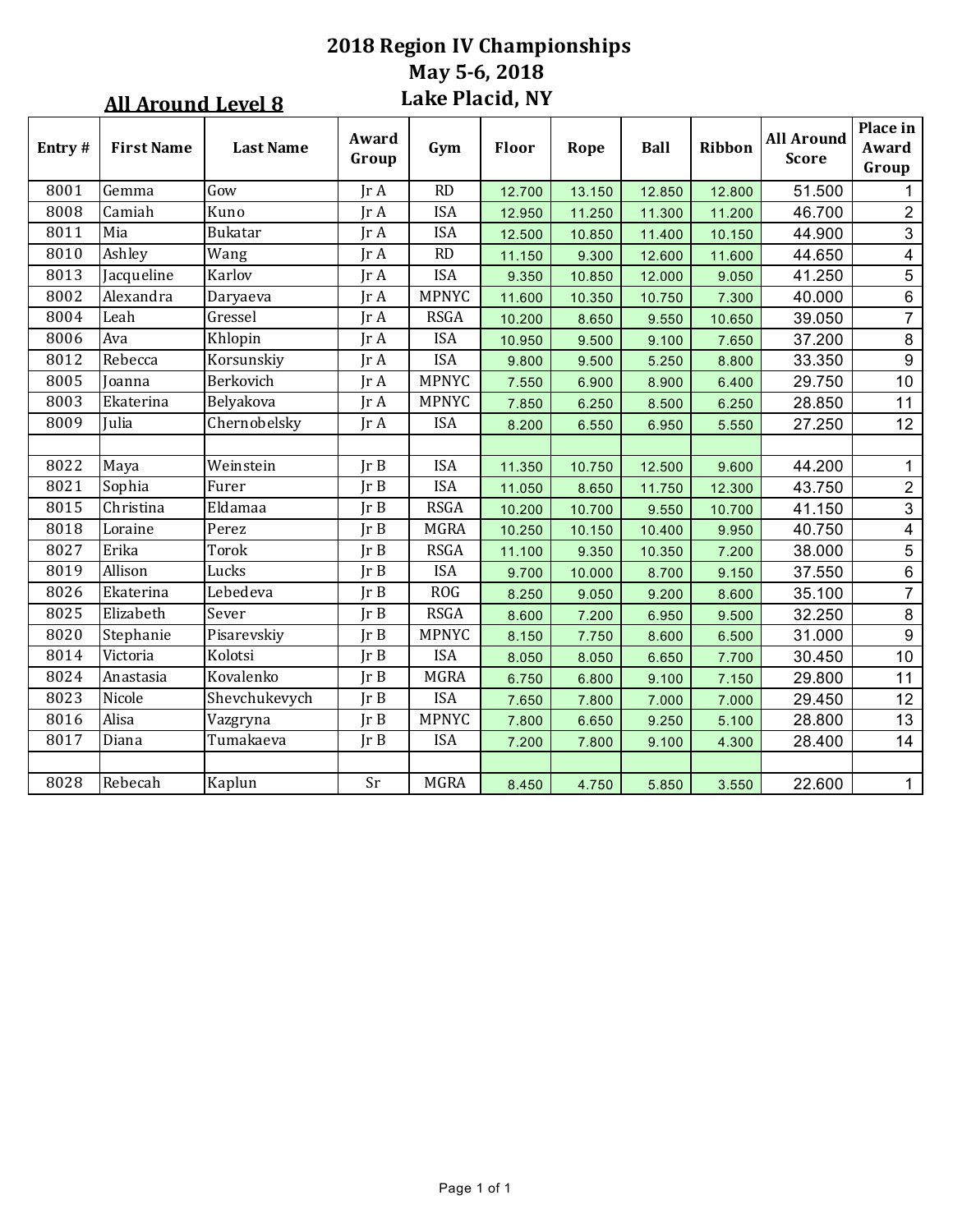# 2018 Region IV Championships
## May 5-6, 2018
## Lake Placid, NY

**All Around Level 8**

| Entry # | First Name | Last Name | Award Group | Gym | Floor | Rope | Ball | Ribbon | All Around Score | Place in Award Group |
|---|---|---|---|---|---|---|---|---|---|---|
| 8001 | Gemma | Gow | Jr A | RD | 12.700 | 13.150 | 12.850 | 12.800 | 51.500 | 1 |
| 8008 | Camiah | Kuno | Jr A | ISA | 12.950 | 11.250 | 11.300 | 11.200 | 46.700 | 2 |
| 8011 | Mia | Bukatar | Jr A | ISA | 12.500 | 10.850 | 11.400 | 10.150 | 44.900 | 3 |
| 8010 | Ashley | Wang | Jr A | RD | 11.150 | 9.300 | 12.600 | 11.600 | 44.650 | 4 |
| 8013 | Jacqueline | Karlov | Jr A | ISA | 9.350 | 10.850 | 12.000 | 9.050 | 41.250 | 5 |
| 8002 | Alexandra | Daryaeva | Jr A | MPNYC | 11.600 | 10.350 | 10.750 | 7.300 | 40.000 | 6 |
| 8004 | Leah | Gressel | Jr A | RSGA | 10.200 | 8.650 | 9.550 | 10.650 | 39.050 | 7 |
| 8006 | Ava | Khlopin | Jr A | ISA | 10.950 | 9.500 | 9.100 | 7.650 | 37.200 | 8 |
| 8012 | Rebecca | Korsunskiy | Jr A | ISA | 9.800 | 9.500 | 5.250 | 8.800 | 33.350 | 9 |
| 8005 | Joanna | Berkovich | Jr A | MPNYC | 7.550 | 6.900 | 8.900 | 6.400 | 29.750 | 10 |
| 8003 | Ekaterina | Belyakova | Jr A | MPNYC | 7.850 | 6.250 | 8.500 | 6.250 | 28.850 | 11 |
| 8009 | Julia | Chernobelsky | Jr A | ISA | 8.200 | 6.550 | 6.950 | 5.550 | 27.250 | 12 |
| | | | | | | | | | | |
| 8022 | Maya | Weinstein | Jr B | ISA | 11.350 | 10.750 | 12.500 | 9.600 | 44.200 | 1 |
| 8021 | Sophia | Furer | Jr B | ISA | 11.050 | 8.650 | 11.750 | 12.300 | 43.750 | 2 |
| 8015 | Christina | Eldamaa | Jr B | RSGA | 10.200 | 10.700 | 9.550 | 10.700 | 41.150 | 3 |
| 8018 | Loraine | Perez | Jr B | MGRA | 10.250 | 10.150 | 10.400 | 9.950 | 40.750 | 4 |
| 8027 | Erika | Torok | Jr B | RSGA | 11.100 | 9.350 | 10.350 | 7.200 | 38.000 | 5 |
| 8019 | Allison | Lucks | Jr B | ISA | 9.700 | 10.000 | 8.700 | 9.150 | 37.550 | 6 |
| 8026 | Ekaterina | Lebedeva | Jr B | ROG | 8.250 | 9.050 | 9.200 | 8.600 | 35.100 | 7 |
| 8025 | Elizabeth | Sever | Jr B | RSGA | 8.600 | 7.200 | 6.950 | 9.500 | 32.250 | 8 |
| 8020 | Stephanie | Pisarevskiy | Jr B | MPNYC | 8.150 | 7.750 | 8.600 | 6.500 | 31.000 | 9 |
| 8014 | Victoria | Kolotsi | Jr B | ISA | 8.050 | 8.050 | 6.650 | 7.700 | 30.450 | 10 |
| 8024 | Anastasia | Kovalenko | Jr B | MGRA | 6.750 | 6.800 | 9.100 | 7.150 | 29.800 | 11 |
| 8023 | Nicole | Shevchukevych | Jr B | ISA | 7.650 | 7.800 | 7.000 | 7.000 | 29.450 | 12 |
| 8016 | Alisa | Vazgryna | Jr B | MPNYC | 7.800 | 6.650 | 9.250 | 5.100 | 28.800 | 13 |
| 8017 | Diana | Tumakaeva | Jr B | ISA | 7.200 | 7.800 | 9.100 | 4.300 | 28.400 | 14 |
| | | | | | | | | | | |
| 8028 | Rebecah | Kaplun | Sr | MGRA | 8.450 | 4.750 | 5.850 | 3.550 | 22.600 | 1 |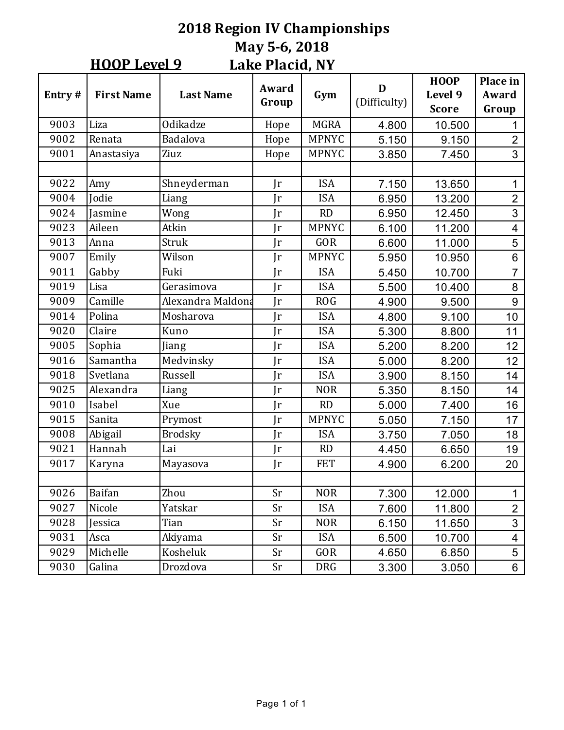# 2018 Region IV Championships

## May 5-6, 2018

## HOOP Level 9 Lake Placid, NY

| Entry # | First Name | Last Name | Award Group | Gym | D (Difficulty) | HOOP Level 9 Score | Place in Award Group |
|---|---|---|---|---|---|---|---|
| 9003 | Liza | Odikadze | Hope | MGRA | 4.800 | 10.500 | 1 |
| 9002 | Renata | Badalova | Hope | MPNYC | 5.150 | 9.150 | 2 |
| 9001 | Anastasiya | Ziuz | Hope | MPNYC | 3.850 | 7.450 | 3 |
| | | | | | | | |
| 9022 | Amy | Shneyderman | Jr | ISA | 7.150 | 13.650 | 1 |
| 9004 | Jodie | Liang | Jr | ISA | 6.950 | 13.200 | 2 |
| 9024 | Jasmine | Wong | Jr | RD | 6.950 | 12.450 | 3 |
| 9023 | Aileen | Atkin | Jr | MPNYC | 6.100 | 11.200 | 4 |
| 9013 | Anna | Struk | Jr | GOR | 6.600 | 11.000 | 5 |
| 9007 | Emily | Wilson | Jr | MPNYC | 5.950 | 10.950 | 6 |
| 9011 | Gabby | Fuki | Jr | ISA | 5.450 | 10.700 | 7 |
| 9019 | Lisa | Gerasimova | Jr | ISA | 5.500 | 10.400 | 8 |
| 9009 | Camille | Alexandra Maldona | Jr | ROG | 4.900 | 9.500 | 9 |
| 9014 | Polina | Mosharova | Jr | ISA | 4.800 | 9.100 | 10 |
| 9020 | Claire | Kuno | Jr | ISA | 5.300 | 8.800 | 11 |
| 9005 | Sophia | Jiang | Jr | ISA | 5.200 | 8.200 | 12 |
| 9016 | Samantha | Medvinsky | Jr | ISA | 5.000 | 8.200 | 12 |
| 9018 | Svetlana | Russell | Jr | ISA | 3.900 | 8.150 | 14 |
| 9025 | Alexandra | Liang | Jr | NOR | 5.350 | 8.150 | 14 |
| 9010 | Isabel | Xue | Jr | RD | 5.000 | 7.400 | 16 |
| 9015 | Sanita | Prymost | Jr | MPNYC | 5.050 | 7.150 | 17 |
| 9008 | Abigail | Brodsky | Jr | ISA | 3.750 | 7.050 | 18 |
| 9021 | Hannah | Lai | Jr | RD | 4.450 | 6.650 | 19 |
| 9017 | Karyna | Mayasova | Jr | FET | 4.900 | 6.200 | 20 |
| | | | | | | | |
| 9026 | Baifan | Zhou | Sr | NOR | 7.300 | 12.000 | 1 |
| 9027 | Nicole | Yatskar | Sr | ISA | 7.600 | 11.800 | 2 |
| 9028 | Jessica | Tian | Sr | NOR | 6.150 | 11.650 | 3 |
| 9031 | Asca | Akiyama | Sr | ISA | 6.500 | 10.700 | 4 |
| 9029 | Michelle | Kosheluk | Sr | GOR | 4.650 | 6.850 | 5 |
| 9030 | Galina | Drozdova | Sr | DRG | 3.300 | 3.050 | 6 |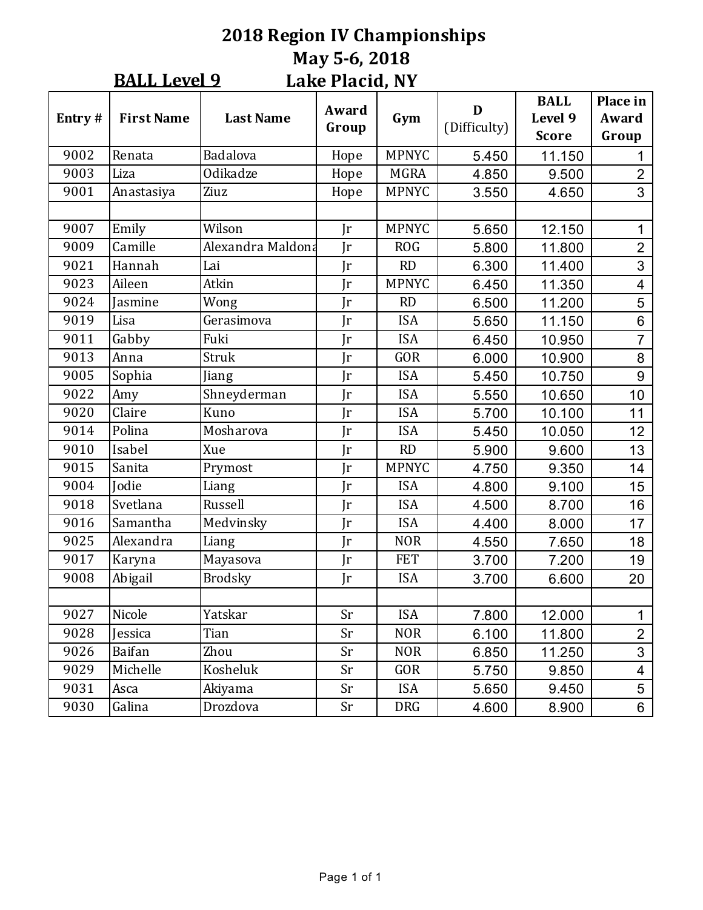# 2018 Region IV Championships

## May 5-6, 2018

**BALL Level 9** Lake Placid, NY

| Entry # | First Name | Last Name | Award Group | Gym | D (Difficulty) | BALL Level 9 Score | Place in Award Group |
|---|---|---|---|---|---|---|---|
| 9002 | Renata | Badalova | Hope | MPNYC | 5.450 | 11.150 | 1 |
| 9003 | Liza | Odikadze | Hope | MGRA | 4.850 | 9.500 | 2 |
| 9001 | Anastasiya | Ziuz | Hope | MPNYC | 3.550 | 4.650 | 3 |
| | | | | | | | |
| 9007 | Emily | Wilson | Jr | MPNYC | 5.650 | 12.150 | 1 |
| 9009 | Camille | Alexandra Maldona | Jr | ROG | 5.800 | 11.800 | 2 |
| 9021 | Hannah | Lai | Jr | RD | 6.300 | 11.400 | 3 |
| 9023 | Aileen | Atkin | Jr | MPNYC | 6.450 | 11.350 | 4 |
| 9024 | Jasmine | Wong | Jr | RD | 6.500 | 11.200 | 5 |
| 9019 | Lisa | Gerasimova | Jr | ISA | 5.650 | 11.150 | 6 |
| 9011 | Gabby | Fuki | Jr | ISA | 6.450 | 10.950 | 7 |
| 9013 | Anna | Struk | Jr | GOR | 6.000 | 10.900 | 8 |
| 9005 | Sophia | Jiang | Jr | ISA | 5.450 | 10.750 | 9 |
| 9022 | Amy | Shneyderman | Jr | ISA | 5.550 | 10.650 | 10 |
| 9020 | Claire | Kuno | Jr | ISA | 5.700 | 10.100 | 11 |
| 9014 | Polina | Mosharova | Jr | ISA | 5.450 | 10.050 | 12 |
| 9010 | Isabel | Xue | Jr | RD | 5.900 | 9.600 | 13 |
| 9015 | Sanita | Prymost | Jr | MPNYC | 4.750 | 9.350 | 14 |
| 9004 | Jodie | Liang | Jr | ISA | 4.800 | 9.100 | 15 |
| 9018 | Svetlana | Russell | Jr | ISA | 4.500 | 8.700 | 16 |
| 9016 | Samantha | Medvinsky | Jr | ISA | 4.400 | 8.000 | 17 |
| 9025 | Alexandra | Liang | Jr | NOR | 4.550 | 7.650 | 18 |
| 9017 | Karyna | Mayasova | Jr | FET | 3.700 | 7.200 | 19 |
| 9008 | Abigail | Brodsky | Jr | ISA | 3.700 | 6.600 | 20 |
| | | | | | | | |
| 9027 | Nicole | Yatskar | Sr | ISA | 7.800 | 12.000 | 1 |
| 9028 | Jessica | Tian | Sr | NOR | 6.100 | 11.800 | 2 |
| 9026 | Baifan | Zhou | Sr | NOR | 6.850 | 11.250 | 3 |
| 9029 | Michelle | Kosheluk | Sr | GOR | 5.750 | 9.850 | 4 |
| 9031 | Asca | Akiyama | Sr | ISA | 5.650 | 9.450 | 5 |
| 9030 | Galina | Drozdova | Sr | DRG | 4.600 | 8.900 | 6 |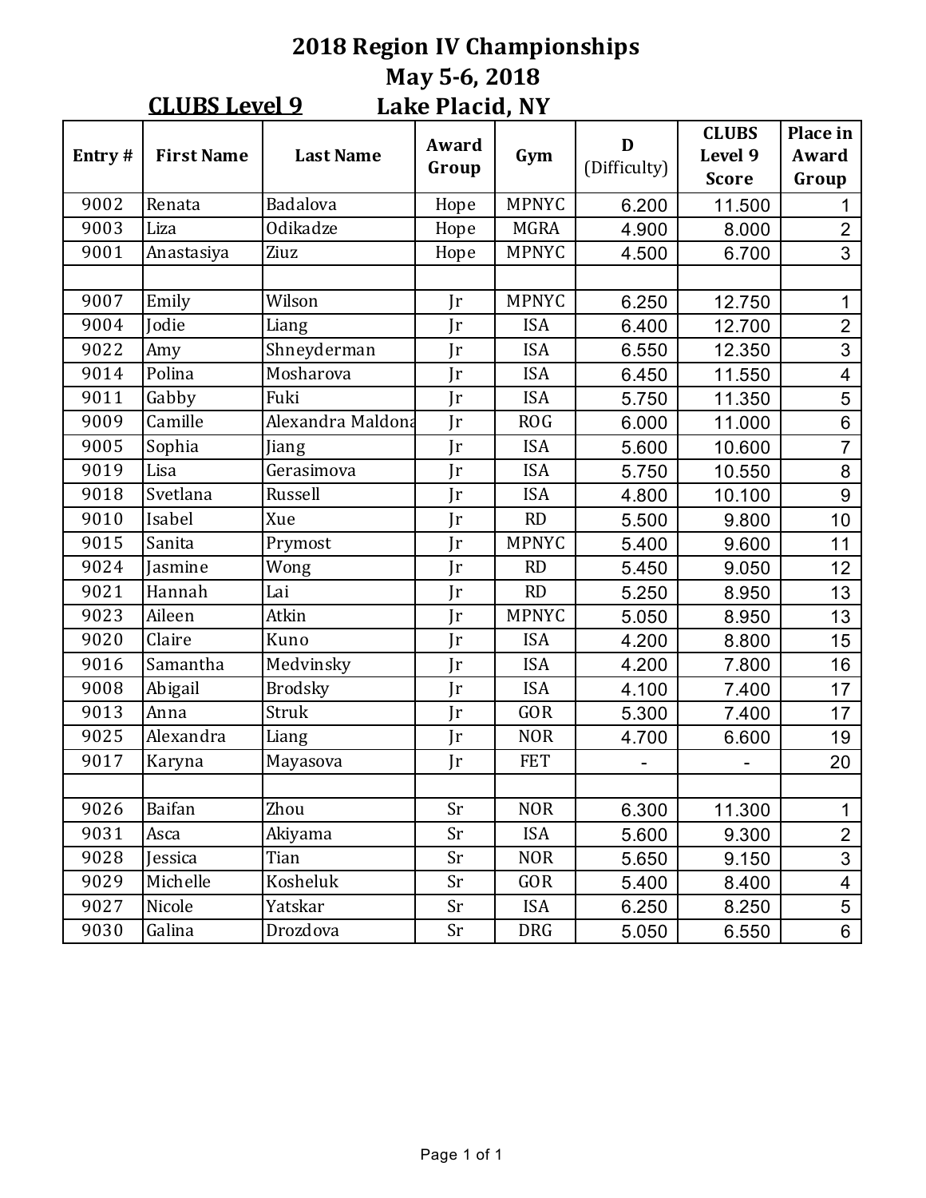# 2018 Region IV Championships

## May 5-6, 2018

**CLUBS Level 9** Lake Placid, NY

| Entry # | First Name | Last Name | Award Group | Gym | D (Difficulty) | CLUBS Level 9 Score | Place in Award Group |
|---|---|---|---|---|---|---|---|
| 9002 | Renata | Badalova | Hope | MPNYC | 6.200 | 11.500 | 1 |
| 9003 | Liza | Odikadze | Hope | MGRA | 4.900 | 8.000 | 2 |
| 9001 | Anastasiya | Ziuz | Hope | MPNYC | 4.500 | 6.700 | 3 |
| | | | | | | | |
| 9007 | Emily | Wilson | Jr | MPNYC | 6.250 | 12.750 | 1 |
| 9004 | Jodie | Liang | Jr | ISA | 6.400 | 12.700 | 2 |
| 9022 | Amy | Shneyderman | Jr | ISA | 6.550 | 12.350 | 3 |
| 9014 | Polina | Mosharova | Jr | ISA | 6.450 | 11.550 | 4 |
| 9011 | Gabby | Fuki | Jr | ISA | 5.750 | 11.350 | 5 |
| 9009 | Camille | Alexandra Maldona | Jr | ROG | 6.000 | 11.000 | 6 |
| 9005 | Sophia | Jiang | Jr | ISA | 5.600 | 10.600 | 7 |
| 9019 | Lisa | Gerasimova | Jr | ISA | 5.750 | 10.550 | 8 |
| 9018 | Svetlana | Russell | Jr | ISA | 4.800 | 10.100 | 9 |
| 9010 | Isabel | Xue | Jr | RD | 5.500 | 9.800 | 10 |
| 9015 | Sanita | Prymost | Jr | MPNYC | 5.400 | 9.600 | 11 |
| 9024 | Jasmine | Wong | Jr | RD | 5.450 | 9.050 | 12 |
| 9021 | Hannah | Lai | Jr | RD | 5.250 | 8.950 | 13 |
| 9023 | Aileen | Atkin | Jr | MPNYC | 5.050 | 8.950 | 13 |
| 9020 | Claire | Kuno | Jr | ISA | 4.200 | 8.800 | 15 |
| 9016 | Samantha | Medvinsky | Jr | ISA | 4.200 | 7.800 | 16 |
| 9008 | Abigail | Brodsky | Jr | ISA | 4.100 | 7.400 | 17 |
| 9013 | Anna | Struk | Jr | GOR | 5.300 | 7.400 | 17 |
| 9025 | Alexandra | Liang | Jr | NOR | 4.700 | 6.600 | 19 |
| 9017 | Karyna | Mayasova | Jr | FET | - | - | 20 |
| | | | | | | | |
| 9026 | Baifan | Zhou | Sr | NOR | 6.300 | 11.300 | 1 |
| 9031 | Asca | Akiyama | Sr | ISA | 5.600 | 9.300 | 2 |
| 9028 | Jessica | Tian | Sr | NOR | 5.650 | 9.150 | 3 |
| 9029 | Michelle | Kosheluk | Sr | GOR | 5.400 | 8.400 | 4 |
| 9027 | Nicole | Yatskar | Sr | ISA | 6.250 | 8.250 | 5 |
| 9030 | Galina | Drozdova | Sr | DRG | 5.050 | 6.550 | 6 |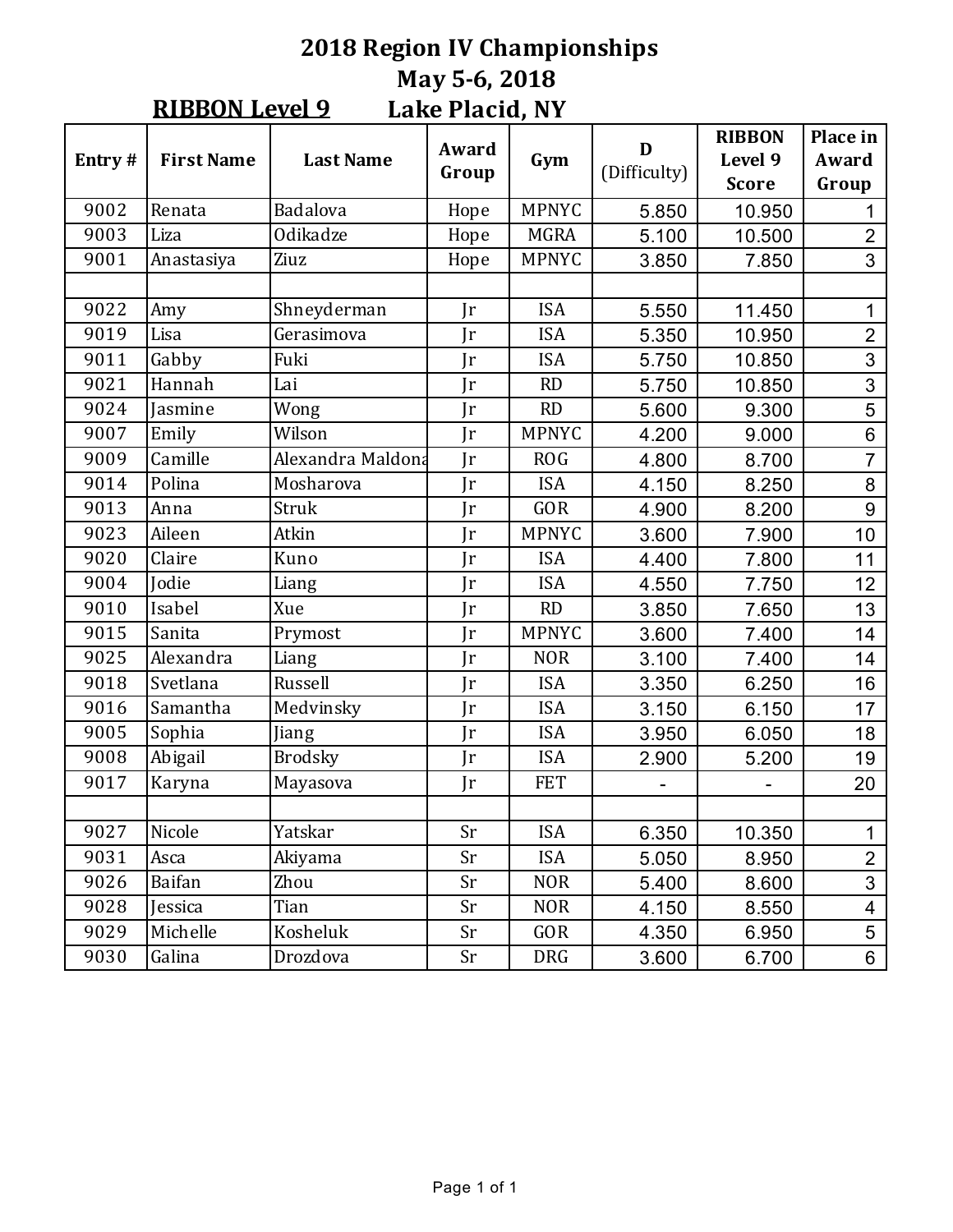# 2018 Region IV Championships

## May 5-6, 2018

**RIBBON Level 9** Lake Placid, NY

| Entry # | First Name | Last Name | Award Group | Gym | D (Difficulty) | RIBBON Level 9 Score | Place in Award Group |
|---|---|---|---|---|---|---|---|
| 9002 | Renata | Badalova | Hope | MPNYC | 5.850 | 10.950 | 1 |
| 9003 | Liza | Odikadze | Hope | MGRA | 5.100 | 10.500 | 2 |
| 9001 | Anastasiya | Ziuz | Hope | MPNYC | 3.850 | 7.850 | 3 |
| | | | | | | | |
| 9022 | Amy | Shneyderman | Jr | ISA | 5.550 | 11.450 | 1 |
| 9019 | Lisa | Gerasimova | Jr | ISA | 5.350 | 10.950 | 2 |
| 9011 | Gabby | Fuki | Jr | ISA | 5.750 | 10.850 | 3 |
| 9021 | Hannah | Lai | Jr | RD | 5.750 | 10.850 | 3 |
| 9024 | Jasmine | Wong | Jr | RD | 5.600 | 9.300 | 5 |
| 9007 | Emily | Wilson | Jr | MPNYC | 4.200 | 9.000 | 6 |
| 9009 | Camille | Alexandra Maldona | Jr | ROG | 4.800 | 8.700 | 7 |
| 9014 | Polina | Mosharova | Jr | ISA | 4.150 | 8.250 | 8 |
| 9013 | Anna | Struk | Jr | GOR | 4.900 | 8.200 | 9 |
| 9023 | Aileen | Atkin | Jr | MPNYC | 3.600 | 7.900 | 10 |
| 9020 | Claire | Kuno | Jr | ISA | 4.400 | 7.800 | 11 |
| 9004 | Jodie | Liang | Jr | ISA | 4.550 | 7.750 | 12 |
| 9010 | Isabel | Xue | Jr | RD | 3.850 | 7.650 | 13 |
| 9015 | Sanita | Prymost | Jr | MPNYC | 3.600 | 7.400 | 14 |
| 9025 | Alexandra | Liang | Jr | NOR | 3.100 | 7.400 | 14 |
| 9018 | Svetlana | Russell | Jr | ISA | 3.350 | 6.250 | 16 |
| 9016 | Samantha | Medvinsky | Jr | ISA | 3.150 | 6.150 | 17 |
| 9005 | Sophia | Jiang | Jr | ISA | 3.950 | 6.050 | 18 |
| 9008 | Abigail | Brodsky | Jr | ISA | 2.900 | 5.200 | 19 |
| 9017 | Karyna | Mayasova | Jr | FET | - | - | 20 |
| | | | | | | | |
| 9027 | Nicole | Yatskar | Sr | ISA | 6.350 | 10.350 | 1 |
| 9031 | Asca | Akiyama | Sr | ISA | 5.050 | 8.950 | 2 |
| 9026 | Baifan | Zhou | Sr | NOR | 5.400 | 8.600 | 3 |
| 9028 | Jessica | Tian | Sr | NOR | 4.150 | 8.550 | 4 |
| 9029 | Michelle | Kosheluk | Sr | GOR | 4.350 | 6.950 | 5 |
| 9030 | Galina | Drozdova | Sr | DRG | 3.600 | 6.700 | 6 |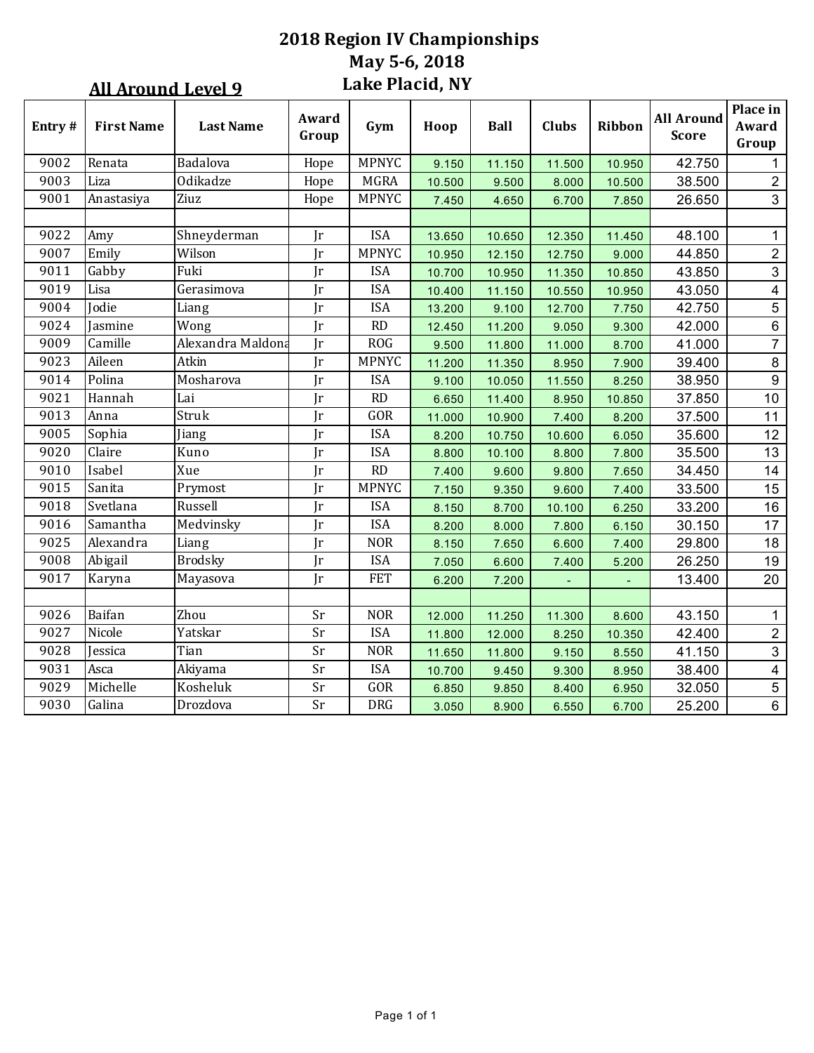# 2018 Region IV Championships
## May 5-6, 2018
## Lake Placid, NY

**All Around Level 9**

| Entry # | First Name | Last Name | Award Group | Gym | Hoop | Ball | Clubs | Ribbon | All Around Score | Place in Award Group |
|---|---|---|---|---|---|---|---|---|---|---|
| 9002 | Renata | Badalova | Hope | MPNYC | 9.150 | 11.150 | 11.500 | 10.950 | 42.750 | 1 |
| 9003 | Liza | Odikadze | Hope | MGRA | 10.500 | 9.500 | 8.000 | 10.500 | 38.500 | 2 |
| 9001 | Anastasiya | Ziuz | Hope | MPNYC | 7.450 | 4.650 | 6.700 | 7.850 | 26.650 | 3 |
| | | | | | | | | | | |
| 9022 | Amy | Shneyderman | Jr | ISA | 13.650 | 10.650 | 12.350 | 11.450 | 48.100 | 1 |
| 9007 | Emily | Wilson | Jr | MPNYC | 10.950 | 12.150 | 12.750 | 9.000 | 44.850 | 2 |
| 9011 | Gabby | Fuki | Jr | ISA | 10.700 | 10.950 | 11.350 | 10.850 | 43.850 | 3 |
| 9019 | Lisa | Gerasimova | Jr | ISA | 10.400 | 11.150 | 10.550 | 10.950 | 43.050 | 4 |
| 9004 | Jodie | Liang | Jr | ISA | 13.200 | 9.100 | 12.700 | 7.750 | 42.750 | 5 |
| 9024 | Jasmine | Wong | Jr | RD | 12.450 | 11.200 | 9.050 | 9.300 | 42.000 | 6 |
| 9009 | Camille | Alexandra Maldona | Jr | ROG | 9.500 | 11.800 | 11.000 | 8.700 | 41.000 | 7 |
| 9023 | Aileen | Atkin | Jr | MPNYC | 11.200 | 11.350 | 8.950 | 7.900 | 39.400 | 8 |
| 9014 | Polina | Mosharova | Jr | ISA | 9.100 | 10.050 | 11.550 | 8.250 | 38.950 | 9 |
| 9021 | Hannah | Lai | Jr | RD | 6.650 | 11.400 | 8.950 | 10.850 | 37.850 | 10 |
| 9013 | Anna | Struk | Jr | GOR | 11.000 | 10.900 | 7.400 | 8.200 | 37.500 | 11 |
| 9005 | Sophia | Jiang | Jr | ISA | 8.200 | 10.750 | 10.600 | 6.050 | 35.600 | 12 |
| 9020 | Claire | Kuno | Jr | ISA | 8.800 | 10.100 | 8.800 | 7.800 | 35.500 | 13 |
| 9010 | Isabel | Xue | Jr | RD | 7.400 | 9.600 | 9.800 | 7.650 | 34.450 | 14 |
| 9015 | Sanita | Prymost | Jr | MPNYC | 7.150 | 9.350 | 9.600 | 7.400 | 33.500 | 15 |
| 9018 | Svetlana | Russell | Jr | ISA | 8.150 | 8.700 | 10.100 | 6.250 | 33.200 | 16 |
| 9016 | Samantha | Medvinsky | Jr | ISA | 8.200 | 8.000 | 7.800 | 6.150 | 30.150 | 17 |
| 9025 | Alexandra | Liang | Jr | NOR | 8.150 | 7.650 | 6.600 | 7.400 | 29.800 | 18 |
| 9008 | Abigail | Brodsky | Jr | ISA | 7.050 | 6.600 | 7.400 | 5.200 | 26.250 | 19 |
| 9017 | Karyna | Mayasova | Jr | FET | 6.200 | 7.200 | - | - | 13.400 | 20 |
| | | | | | | | | | | |
| 9026 | Baifan | Zhou | Sr | NOR | 12.000 | 11.250 | 11.300 | 8.600 | 43.150 | 1 |
| 9027 | Nicole | Yatskar | Sr | ISA | 11.800 | 12.000 | 8.250 | 10.350 | 42.400 | 2 |
| 9028 | Jessica | Tian | Sr | NOR | 11.650 | 11.800 | 9.150 | 8.550 | 41.150 | 3 |
| 9031 | Asca | Akiyama | Sr | ISA | 10.700 | 9.450 | 9.300 | 8.950 | 38.400 | 4 |
| 9029 | Michelle | Kosheluk | Sr | GOR | 6.850 | 9.850 | 8.400 | 6.950 | 32.050 | 5 |
| 9030 | Galina | Drozdova | Sr | DRG | 3.050 | 8.900 | 6.550 | 6.700 | 25.200 | 6 |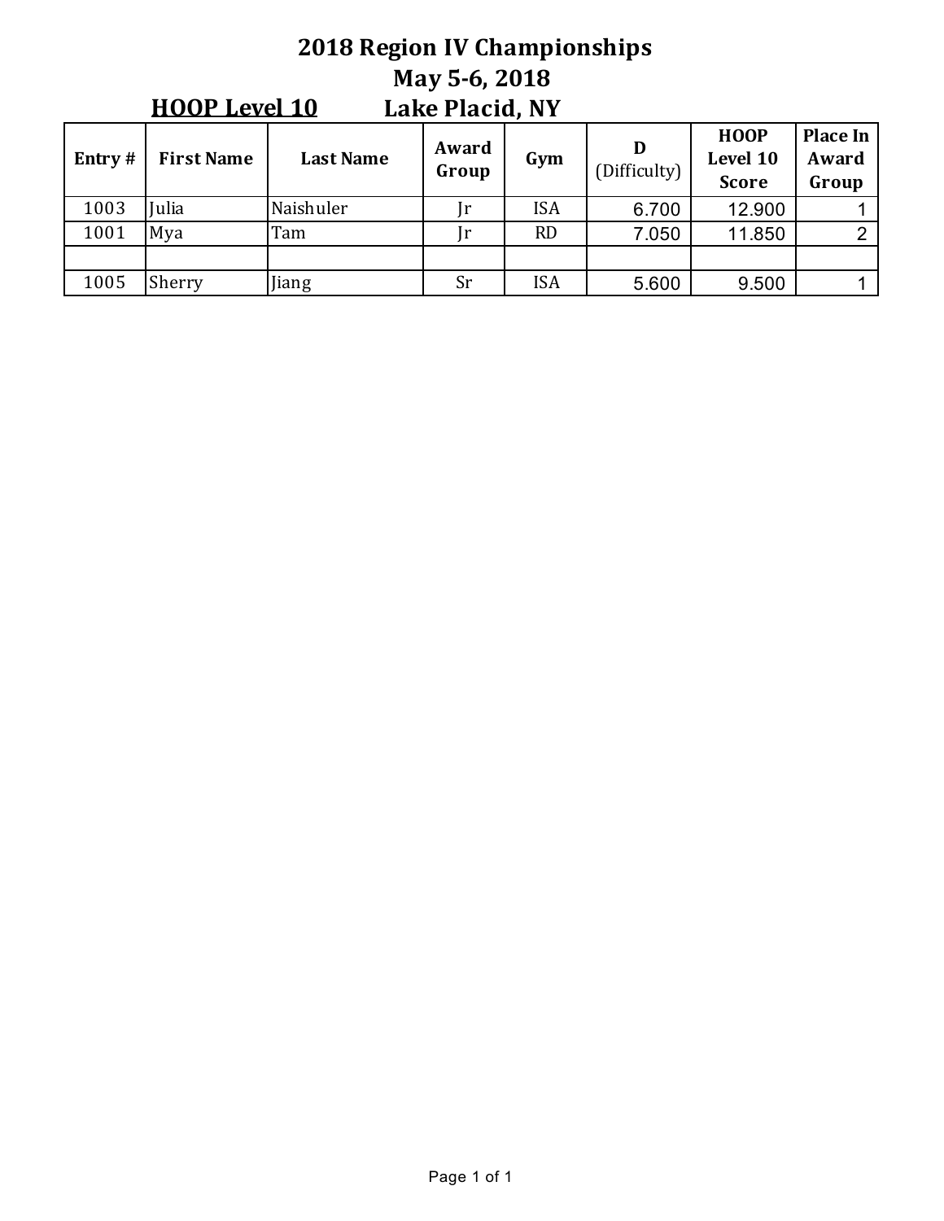# 2018 Region IV Championships

## May 5-6, 2018

**HOOP Level 10** Lake Placid, NY

| Entry # | First Name | Last Name | Award Group | Gym | D (Difficulty) | HOOP Level 10 Score | Place In Award Group |
|---|---|---|---|---|---|---|---|
| 1003 | Julia | Naishuler | Jr | ISA | 6.700 | 12.900 | 1 |
| 1001 | Mya | Tam | Jr | RD | 7.050 | 11.850 | 2 |
| | | | | | | | |
| 1005 | Sherry | Jiang | Sr | ISA | 5.600 | 9.500 | 1 |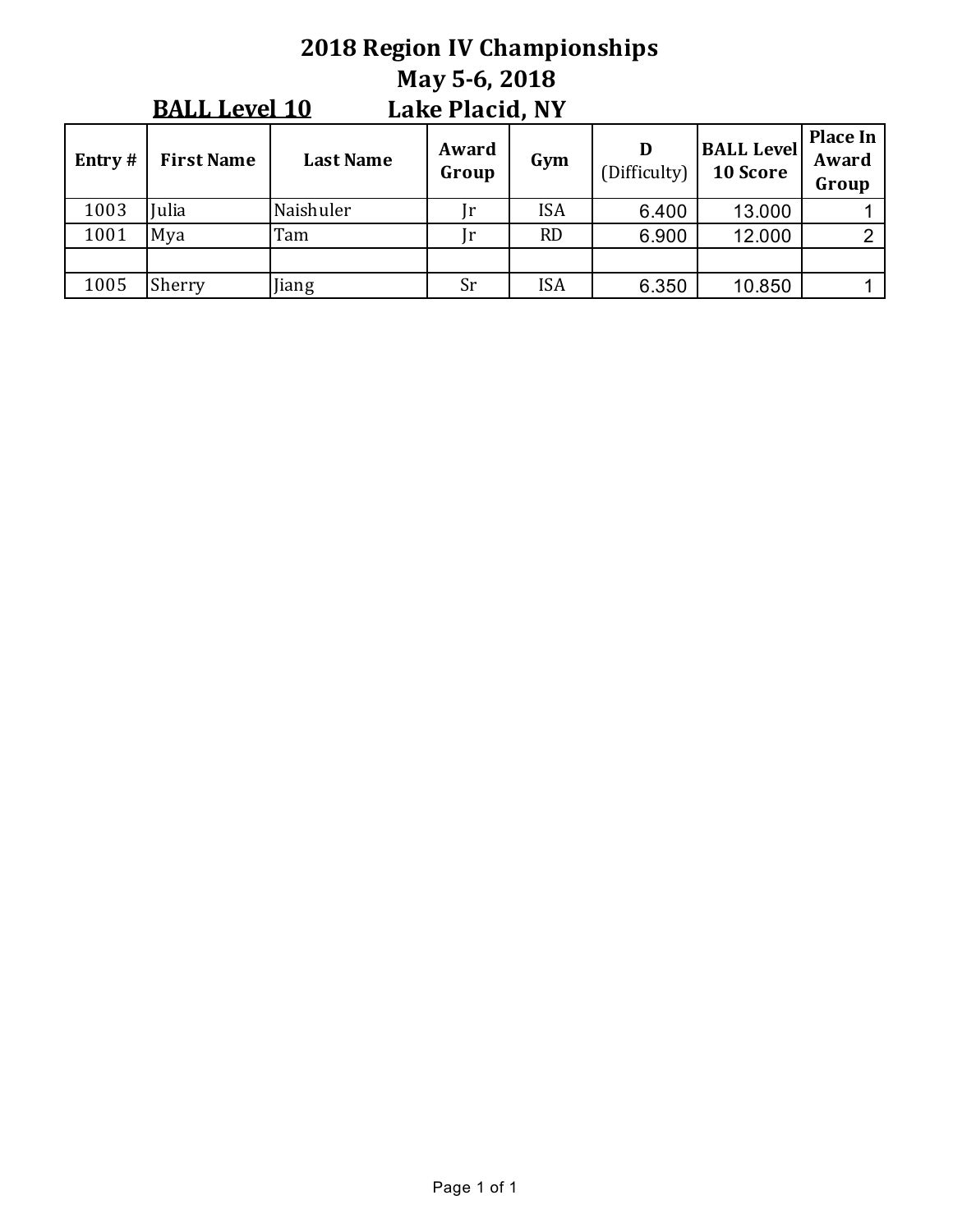# 2018 Region IV Championships

## May 5-6, 2018

**BALL Level 10** Lake Placid, NY

| Entry # | First Name | Last Name | Award Group | Gym | D (Difficulty) | BALL Level 10 Score | Place In Award Group |
|---|---|---|---|---|---|---|---|
| 1003 | Julia | Naishuler | Jr | ISA | 6.400 | 13.000 | 1 |
| 1001 | Mya | Tam | Jr | RD | 6.900 | 12.000 | 2 |
| | | | | | | | |
| 1005 | Sherry | Jiang | Sr | ISA | 6.350 | 10.850 | 1 |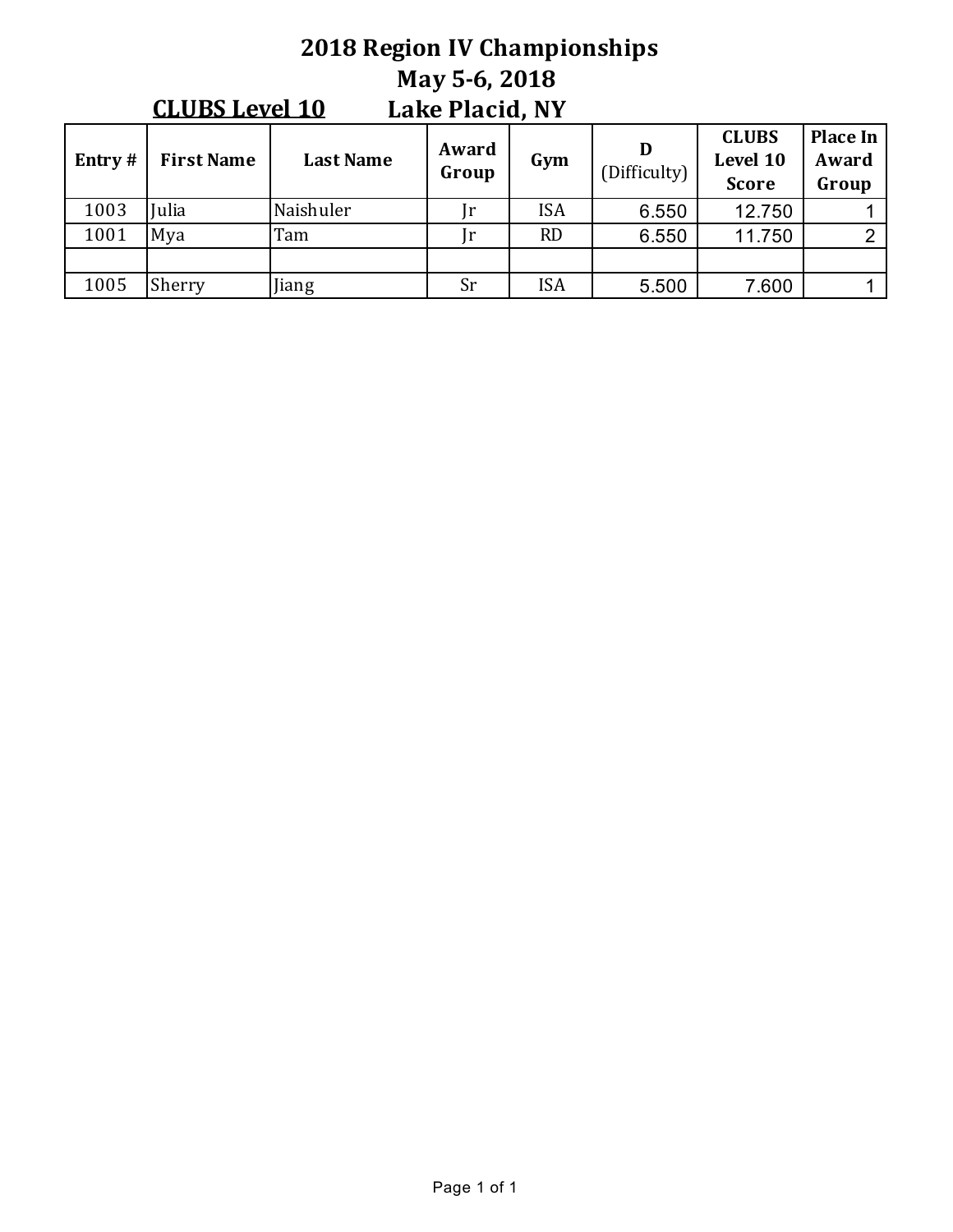# 2018 Region IV Championships

## May 5-6, 2018

**CLUBS Level 10** Lake Placid, NY

| Entry # | First Name | Last Name | Award Group | Gym | D (Difficulty) | CLUBS Level 10 Score | Place In Award Group |
|---|---|---|---|---|---|---|---|
| 1003 | Julia | Naishuler | Jr | ISA | 6.550 | 12.750 | 1 |
| 1001 | Mya | Tam | Jr | RD | 6.550 | 11.750 | 2 |
| | | | | | | | |
| 1005 | Sherry | Jiang | Sr | ISA | 5.500 | 7.600 | 1 |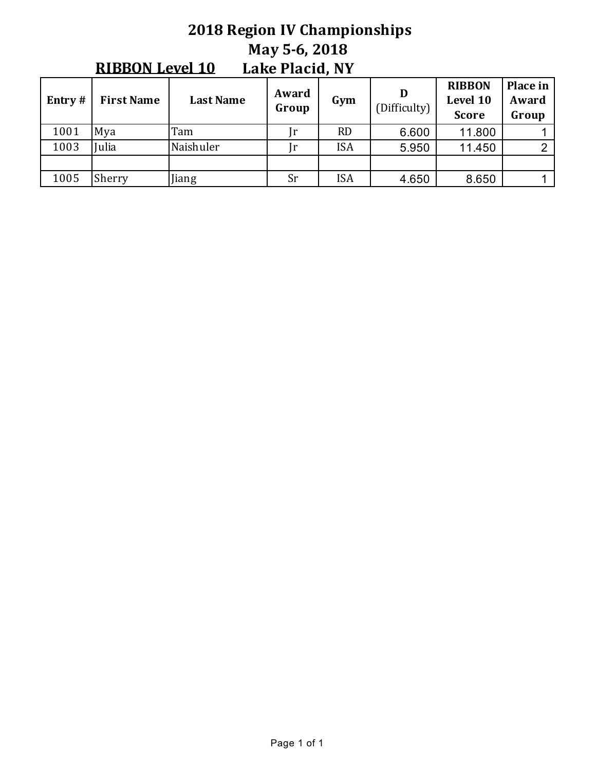# 2018 Region IV Championships

## May 5-6, 2018

### RIBBON Level 10 Lake Placid, NY

| Entry # | First Name | Last Name | Award Group | Gym | D (Difficulty) | RIBBON Level 10 Score | Place in Award Group |
|---|---|---|---|---|---|---|---|
| 1001 | Mya | Tam | Jr | RD | 6.600 | 11.800 | 1 |
| 1003 | Julia | Naishuler | Jr | ISA | 5.950 | 11.450 | 2 |
| | | | | | | | |
| 1005 | Sherry | Jiang | Sr | ISA | 4.650 | 8.650 | 1 |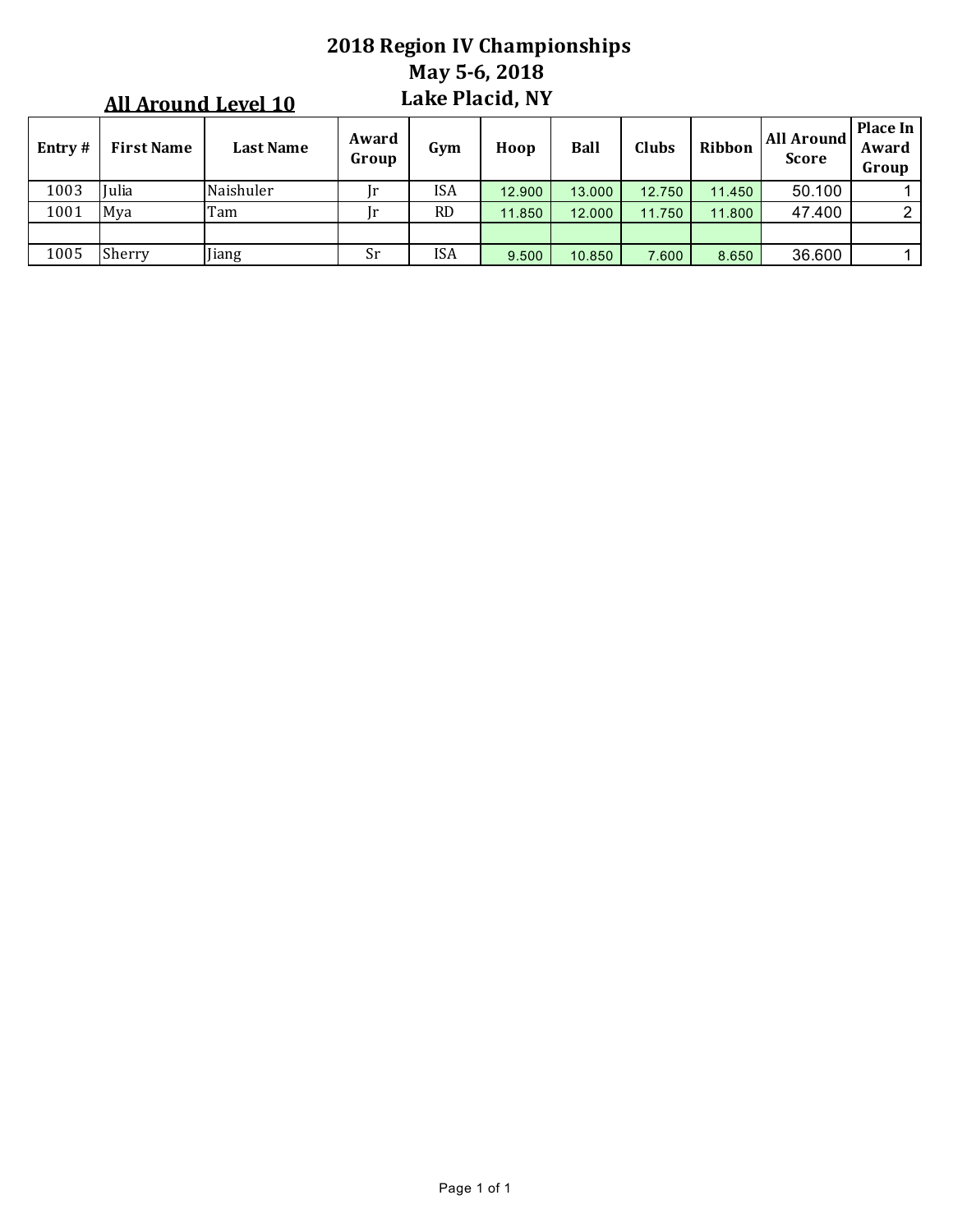# 2018 Region IV Championships
## May 5-6, 2018
## Lake Placid, NY

### All Around Level 10

| Entry # | First Name | Last Name | Award Group | Gym | Hoop | Ball | Clubs | Ribbon | All Around Score | Place In Award Group |
|---|---|---|---|---|---|---|---|---|---|---|
| 1003 | Julia | Naishuler | Jr | ISA | 12.900 | 13.000 | 12.750 | 11.450 | 50.100 | 1 |
| 1001 | Mya | Tam | Jr | RD | 11.850 | 12.000 | 11.750 | 11.800 | 47.400 | 2 |
| | | | | | | | | | | |
| 1005 | Sherry | Jiang | Sr | ISA | 9.500 | 10.850 | 7.600 | 8.650 | 36.600 | 1 |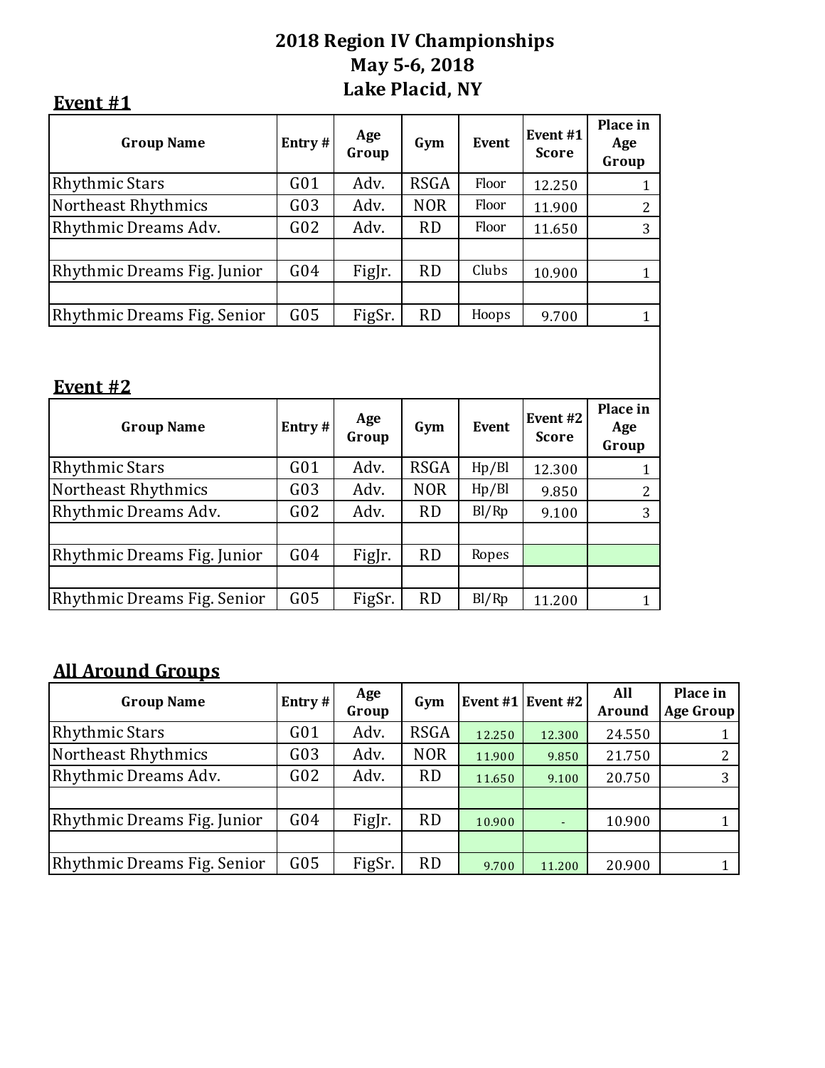# 2018 Region IV Championships
## May 5-6, 2018
## Lake Placid, NY

### Event #1

| Group Name | Entry # | Age Group | Gym | Event | Event #1 Score | Place in Age Group |
|---|---|---|---|---|---|---|
| Rhythmic Stars | G01 | Adv. | RSGA | Floor | 12.250 | 1 |
| Northeast Rhythmics | G03 | Adv. | NOR | Floor | 11.900 | 2 |
| Rhythmic Dreams Adv. | G02 | Adv. | RD | Floor | 11.650 | 3 |
| | | | | | | |
| Rhythmic Dreams Fig. Junior | G04 | FigJr. | RD | Clubs | 10.900 | 1 |
| | | | | | | |
| Rhythmic Dreams Fig. Senior | G05 | FigSr. | RD | Hoops | 9.700 | 1 |

### Event #2

| Group Name | Entry # | Age Group | Gym | Event | Event #2 Score | Place in Age Group |
|---|---|---|---|---|---|---|
| Rhythmic Stars | G01 | Adv. | RSGA | Hp/Bl | 12.300 | 1 |
| Northeast Rhythmics | G03 | Adv. | NOR | Hp/Bl | 9.850 | 2 |
| Rhythmic Dreams Adv. | G02 | Adv. | RD | Bl/Rp | 9.100 | 3 |
| | | | | | | |
| Rhythmic Dreams Fig. Junior | G04 | FigJr. | RD | Ropes | | |
| | | | | | | |
| Rhythmic Dreams Fig. Senior | G05 | FigSr. | RD | Bl/Rp | 11.200 | 1 |

### All Around Groups

| Group Name | Entry # | Age Group | Gym | Event #1 | Event #2 | All Around | Place in Age Group |
|---|---|---|---|---|---|---|---|
| Rhythmic Stars | G01 | Adv. | RSGA | 12.250 | 12.300 | 24.550 | 1 |
| Northeast Rhythmics | G03 | Adv. | NOR | 11.900 | 9.850 | 21.750 | 2 |
| Rhythmic Dreams Adv. | G02 | Adv. | RD | 11.650 | 9.100 | 20.750 | 3 |
| | | | | | | | |
| Rhythmic Dreams Fig. Junior | G04 | FigJr. | RD | 10.900 | - | 10.900 | 1 |
| | | | | | | | |
| Rhythmic Dreams Fig. Senior | G05 | FigSr. | RD | 9.700 | 11.200 | 20.900 | 1 |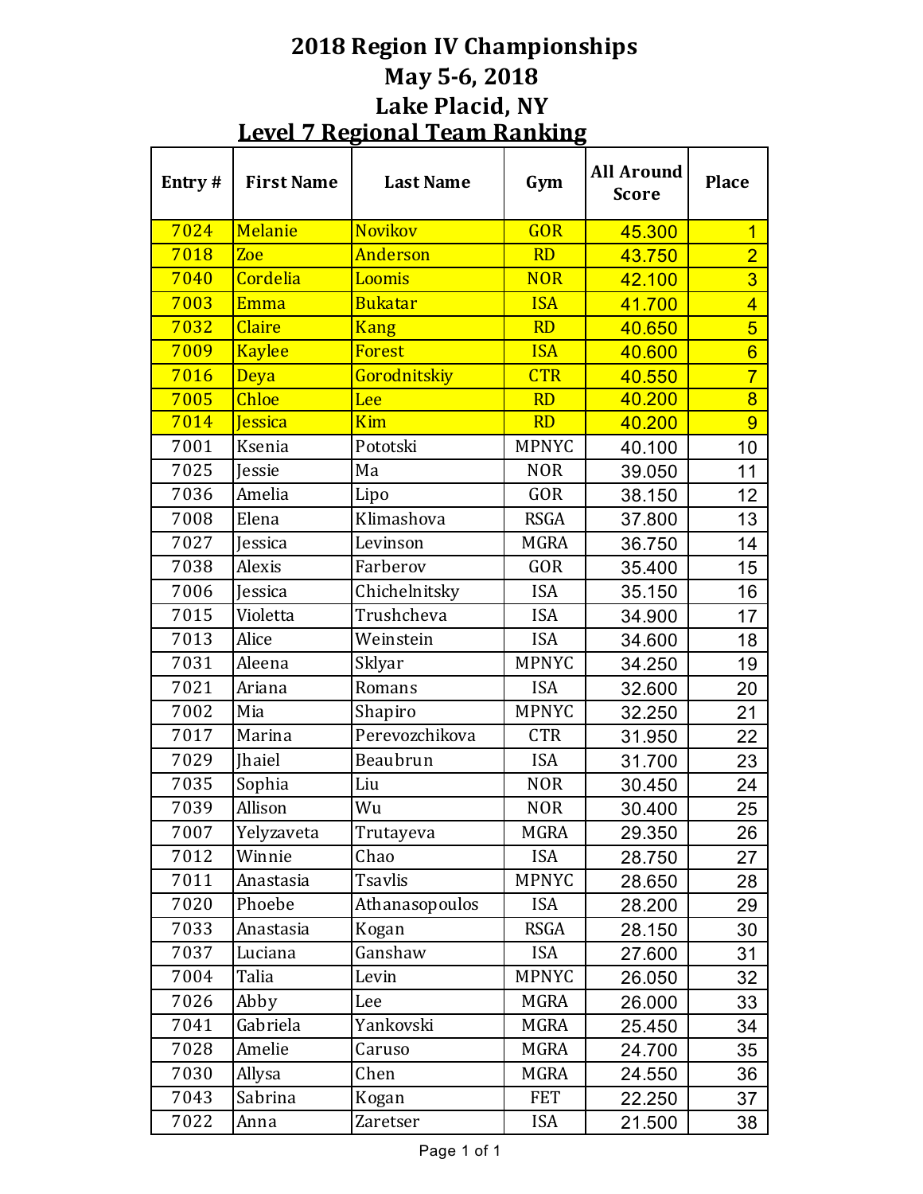# 2018 Region IV Championships

## May 5-6, 2018

## Lake Placid, NY

### Level 7 Regional Team Ranking

| Entry # | First Name | Last Name | Gym | All Around Score | Place |
|---|---|---|---|---|---|
| 7024 | Melanie | Novikov | GOR | 45.300 | 1 |
| 7018 | Zoe | Anderson | RD | 43.750 | 2 |
| 7040 | Cordelia | Loomis | NOR | 42.100 | 3 |
| 7003 | Emma | Bukatar | ISA | 41.700 | 4 |
| 7032 | Claire | Kang | RD | 40.650 | 5 |
| 7009 | Kaylee | Forest | ISA | 40.600 | 6 |
| 7016 | Deya | Gorodnitskiy | CTR | 40.550 | 7 |
| 7005 | Chloe | Lee | RD | 40.200 | 8 |
| 7014 | Jessica | Kim | RD | 40.200 | 9 |
| 7001 | Ksenia | Pototski | MPNYC | 40.100 | 10 |
| 7025 | Jessie | Ma | NOR | 39.050 | 11 |
| 7036 | Amelia | Lipo | GOR | 38.150 | 12 |
| 7008 | Elena | Klimashova | RSGA | 37.800 | 13 |
| 7027 | Jessica | Levinson | MGRA | 36.750 | 14 |
| 7038 | Alexis | Farberov | GOR | 35.400 | 15 |
| 7006 | Jessica | Chichelnitsky | ISA | 35.150 | 16 |
| 7015 | Violetta | Trushcheva | ISA | 34.900 | 17 |
| 7013 | Alice | Weinstein | ISA | 34.600 | 18 |
| 7031 | Aleena | Sklyar | MPNYC | 34.250 | 19 |
| 7021 | Ariana | Romans | ISA | 32.600 | 20 |
| 7002 | Mia | Shapiro | MPNYC | 32.250 | 21 |
| 7017 | Marina | Perevozchikova | CTR | 31.950 | 22 |
| 7029 | Jhaiel | Beaubrun | ISA | 31.700 | 23 |
| 7035 | Sophia | Liu | NOR | 30.450 | 24 |
| 7039 | Allison | Wu | NOR | 30.400 | 25 |
| 7007 | Yelyzaveta | Trutayeva | MGRA | 29.350 | 26 |
| 7012 | Winnie | Chao | ISA | 28.750 | 27 |
| 7011 | Anastasia | Tsavlis | MPNYC | 28.650 | 28 |
| 7020 | Phoebe | Athanasopoulos | ISA | 28.200 | 29 |
| 7033 | Anastasia | Kogan | RSGA | 28.150 | 30 |
| 7037 | Luciana | Ganshaw | ISA | 27.600 | 31 |
| 7004 | Talia | Levin | MPNYC | 26.050 | 32 |
| 7026 | Abby | Lee | MGRA | 26.000 | 33 |
| 7041 | Gabriela | Yankovski | MGRA | 25.450 | 34 |
| 7028 | Amelie | Caruso | MGRA | 24.700 | 35 |
| 7030 | Allysa | Chen | MGRA | 24.550 | 36 |
| 7043 | Sabrina | Kogan | FET | 22.250 | 37 |
| 7022 | Anna | Zaretser | ISA | 21.500 | 38 |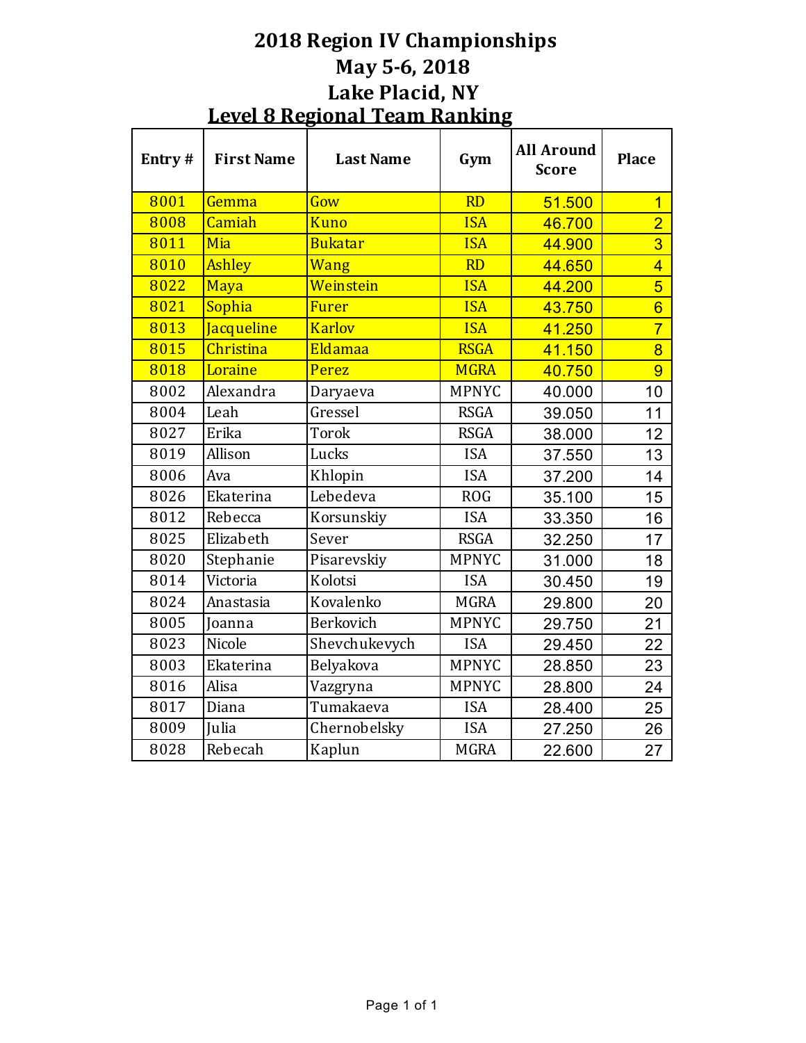# 2018 Region IV Championships
# May 5-6, 2018
# Lake Placid, NY

## Level 8 Regional Team Ranking

| Entry # | First Name | Last Name | Gym | All Around Score | Place |
|---|---|---|---|---|---|
| 8001 | Gemma | Gow | RD | 51.500 | 1 |
| 8008 | Camiah | Kuno | ISA | 46.700 | 2 |
| 8011 | Mia | Bukatar | ISA | 44.900 | 3 |
| 8010 | Ashley | Wang | RD | 44.650 | 4 |
| 8022 | Maya | Weinstein | ISA | 44.200 | 5 |
| 8021 | Sophia | Furer | ISA | 43.750 | 6 |
| 8013 | Jacqueline | Karlov | ISA | 41.250 | 7 |
| 8015 | Christina | Eldamaa | RSGA | 41.150 | 8 |
| 8018 | Loraine | Perez | MGRA | 40.750 | 9 |
| 8002 | Alexandra | Daryaeva | MPNYC | 40.000 | 10 |
| 8004 | Leah | Gressel | RSGA | 39.050 | 11 |
| 8027 | Erika | Torok | RSGA | 38.000 | 12 |
| 8019 | Allison | Lucks | ISA | 37.550 | 13 |
| 8006 | Ava | Khlopin | ISA | 37.200 | 14 |
| 8026 | Ekaterina | Lebedeva | ROG | 35.100 | 15 |
| 8012 | Rebecca | Korsunskiy | ISA | 33.350 | 16 |
| 8025 | Elizabeth | Sever | RSGA | 32.250 | 17 |
| 8020 | Stephanie | Pisarevskiy | MPNYC | 31.000 | 18 |
| 8014 | Victoria | Kolotsi | ISA | 30.450 | 19 |
| 8024 | Anastasia | Kovalenko | MGRA | 29.800 | 20 |
| 8005 | Joanna | Berkovich | MPNYC | 29.750 | 21 |
| 8023 | Nicole | Shevchukevych | ISA | 29.450 | 22 |
| 8003 | Ekaterina | Belyakova | MPNYC | 28.850 | 23 |
| 8016 | Alisa | Vazgryna | MPNYC | 28.800 | 24 |
| 8017 | Diana | Tumakaeva | ISA | 28.400 | 25 |
| 8009 | Julia | Chernobelsky | ISA | 27.250 | 26 |
| 8028 | Rebecah | Kaplun | MGRA | 22.600 | 27 |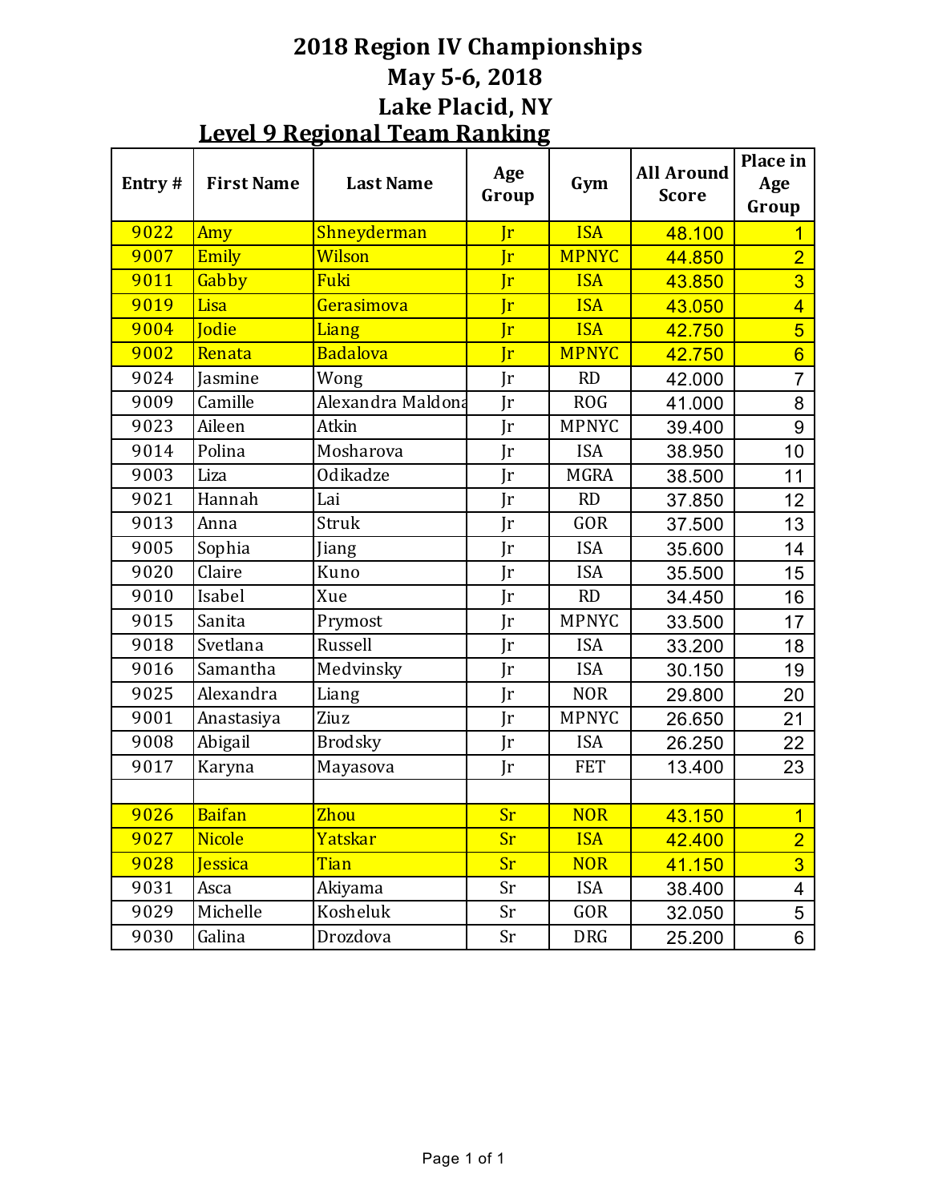# 2018 Region IV Championships

## May 5-6, 2018

## Lake Placid, NY

### Level 9 Regional Team Ranking

| Entry # | First Name | Last Name | Age Group | Gym | All Around Score | Place in Age Group |
|---|---|---|---|---|---|---|
| 9022 | Amy | Shneyderman | Jr | ISA | 48.100 | 1 |
| 9007 | Emily | Wilson | Jr | MPNYC | 44.850 | 2 |
| 9011 | Gabby | Fuki | Jr | ISA | 43.850 | 3 |
| 9019 | Lisa | Gerasimova | Jr | ISA | 43.050 | 4 |
| 9004 | Jodie | Liang | Jr | ISA | 42.750 | 5 |
| 9002 | Renata | Badalova | Jr | MPNYC | 42.750 | 6 |
| 9024 | Jasmine | Wong | Jr | RD | 42.000 | 7 |
| 9009 | Camille | Alexandra Maldona | Jr | ROG | 41.000 | 8 |
| 9023 | Aileen | Atkin | Jr | MPNYC | 39.400 | 9 |
| 9014 | Polina | Mosharova | Jr | ISA | 38.950 | 10 |
| 9003 | Liza | Odikadze | Jr | MGRA | 38.500 | 11 |
| 9021 | Hannah | Lai | Jr | RD | 37.850 | 12 |
| 9013 | Anna | Struk | Jr | GOR | 37.500 | 13 |
| 9005 | Sophia | Jiang | Jr | ISA | 35.600 | 14 |
| 9020 | Claire | Kuno | Jr | ISA | 35.500 | 15 |
| 9010 | Isabel | Xue | Jr | RD | 34.450 | 16 |
| 9015 | Sanita | Prymost | Jr | MPNYC | 33.500 | 17 |
| 9018 | Svetlana | Russell | Jr | ISA | 33.200 | 18 |
| 9016 | Samantha | Medvinsky | Jr | ISA | 30.150 | 19 |
| 9025 | Alexandra | Liang | Jr | NOR | 29.800 | 20 |
| 9001 | Anastasiya | Ziuz | Jr | MPNYC | 26.650 | 21 |
| 9008 | Abigail | Brodsky | Jr | ISA | 26.250 | 22 |
| 9017 | Karyna | Mayasova | Jr | FET | 13.400 | 23 |
| | | | | | | |
| 9026 | Baifan | Zhou | Sr | NOR | 43.150 | 1 |
| 9027 | Nicole | Yatskar | Sr | ISA | 42.400 | 2 |
| 9028 | Jessica | Tian | Sr | NOR | 41.150 | 3 |
| 9031 | Asca | Akiyama | Sr | ISA | 38.400 | 4 |
| 9029 | Michelle | Kosheluk | Sr | GOR | 32.050 | 5 |
| 9030 | Galina | Drozdova | Sr | DRG | 25.200 | 6 |